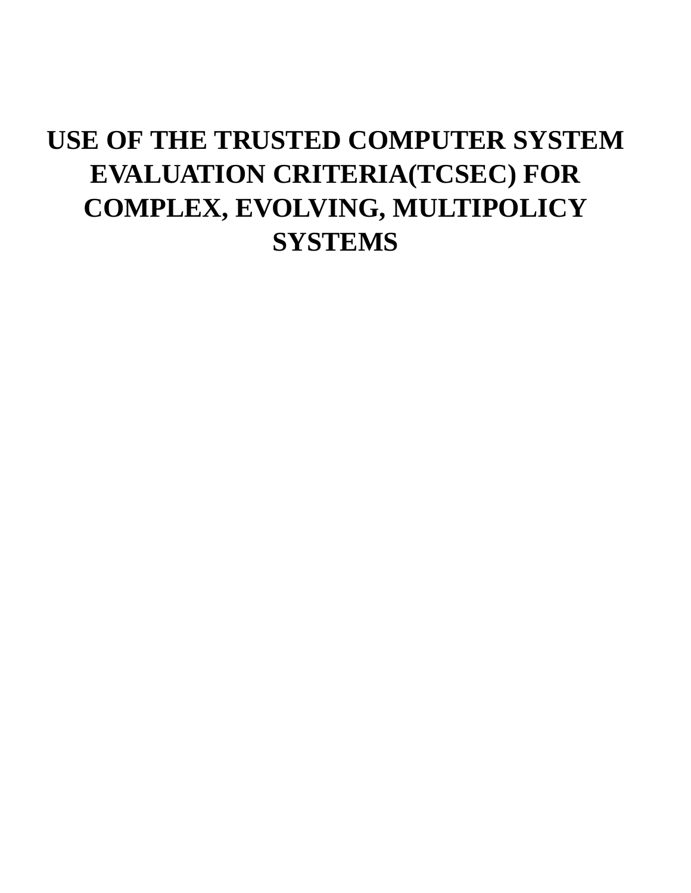# USE OF THE TRUSTED COMPUTER SYSTEM EVALUATION CRITERIA(TCSEC) FOR COMPLEX, EVOLVING, MULTIPOLICY SYSTEMS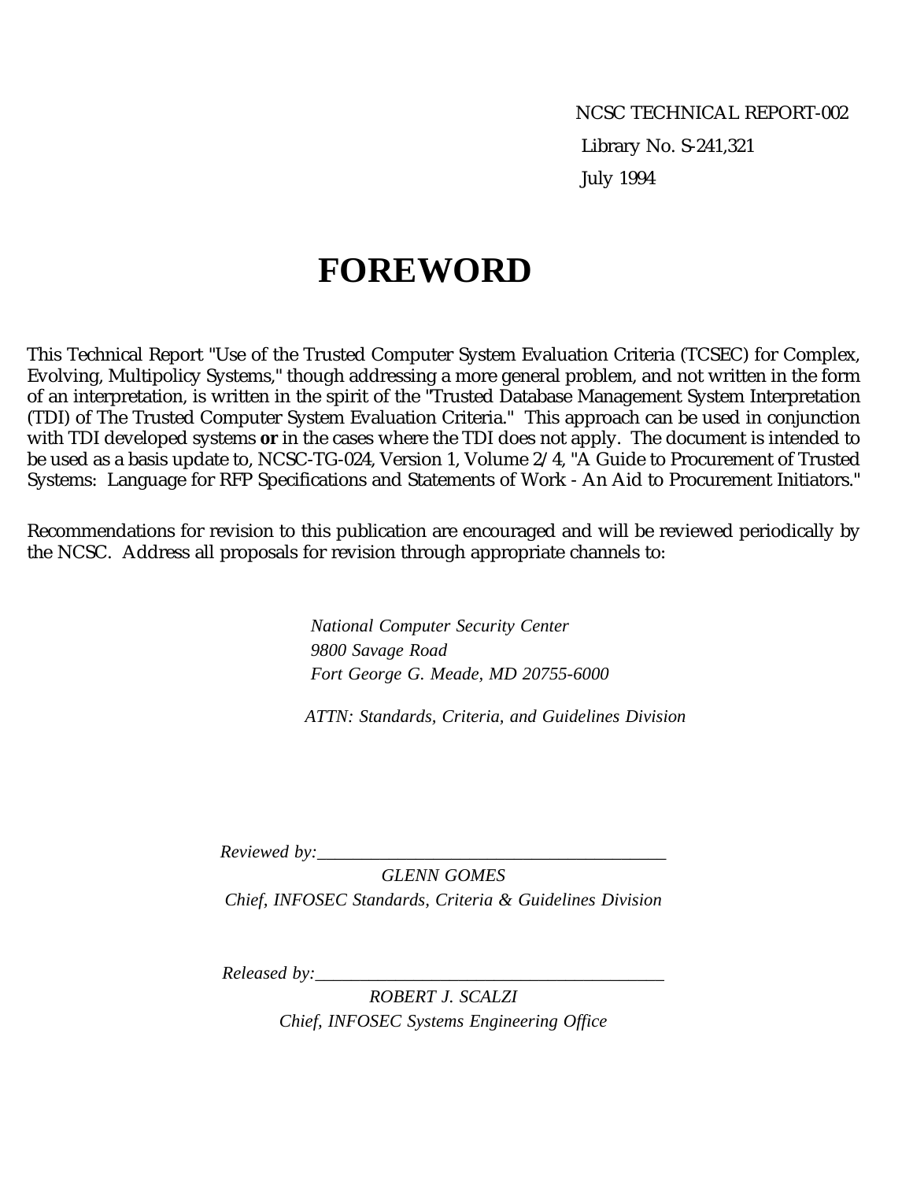NCSC TECHNICAL REPORT-002

Library No. S-241,321

July 1994

# FOREWORD

This Technical Report "Use of the Trusted Computer System Evaluation Criteria (TCSEC) for Complex, Evolving, Multipolicy Systems," though addressing a more general problem, and not written in the form of an interpretation, is written in the spirit of the "Trusted Database Management System Interpretation (TDI) of The Trusted Computer System Evaluation Criteria." This approach can be used in conjunction with TDI developed systems **or** in the cases where the TDI does not apply. The document is intended to be used as a basis update to, NCSC-TG-024, Version 1, Volume 2/4, "A Guide to Procurement of Trusted Systems: Language for RFP Specifications and Statements of Work - An Aid to Procurement Initiators."

Recommendations for revision to this publication are encouraged and will be reviewed periodically by the NCSC. Address all proposals for revision through appropriate channels to:

*National Computer Security Center*
*9800 Savage Road*
*Fort George G. Meade, MD 20755-6000*

*ATTN: Standards, Criteria, and Guidelines Division*

*Reviewed by:*\_\_\_\_\_\_\_\_\_\_\_\_\_\_\_\_\_\_\_\_\_\_\_\_\_\_\_\_\_\_\_\_\_\_\_\_\_\_\_\_

*GLENN GOMES*
*Chief, INFOSEC Standards, Criteria & Guidelines Division*

*Released by:*\_\_\_\_\_\_\_\_\_\_\_\_\_\_\_\_\_\_\_\_\_\_\_\_\_\_\_\_\_\_\_\_\_\_\_\_\_\_\_\_

*ROBERT J. SCALZI*
*Chief, INFOSEC Systems Engineering Office*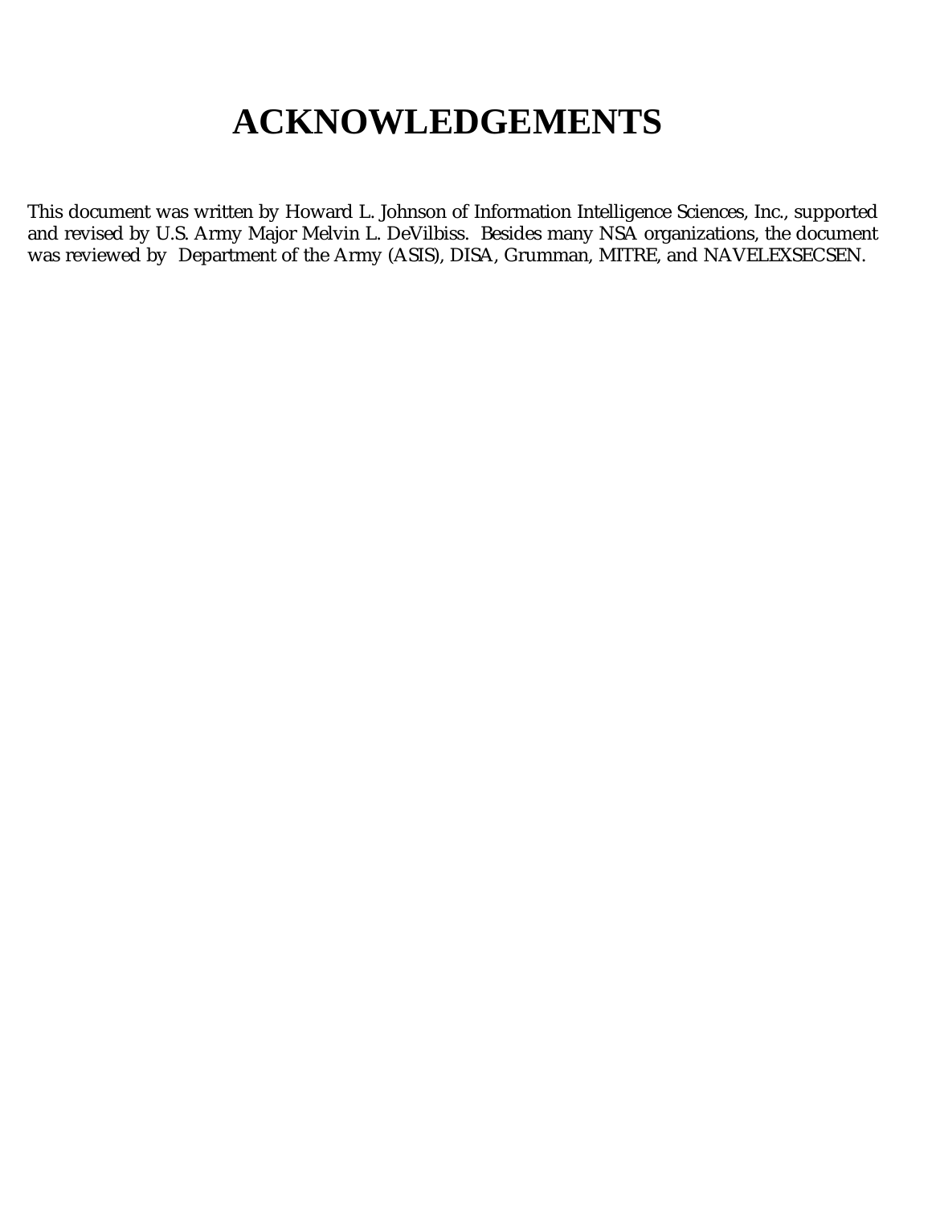# ACKNOWLEDGEMENTS

This document was written by Howard L. Johnson of Information Intelligence Sciences, Inc., supported and revised by U.S. Army Major Melvin L. DeVilbiss. Besides many NSA organizations, the document was reviewed by Department of the Army (ASIS), DISA, Grumman, MITRE, and NAVELEXSECSEN.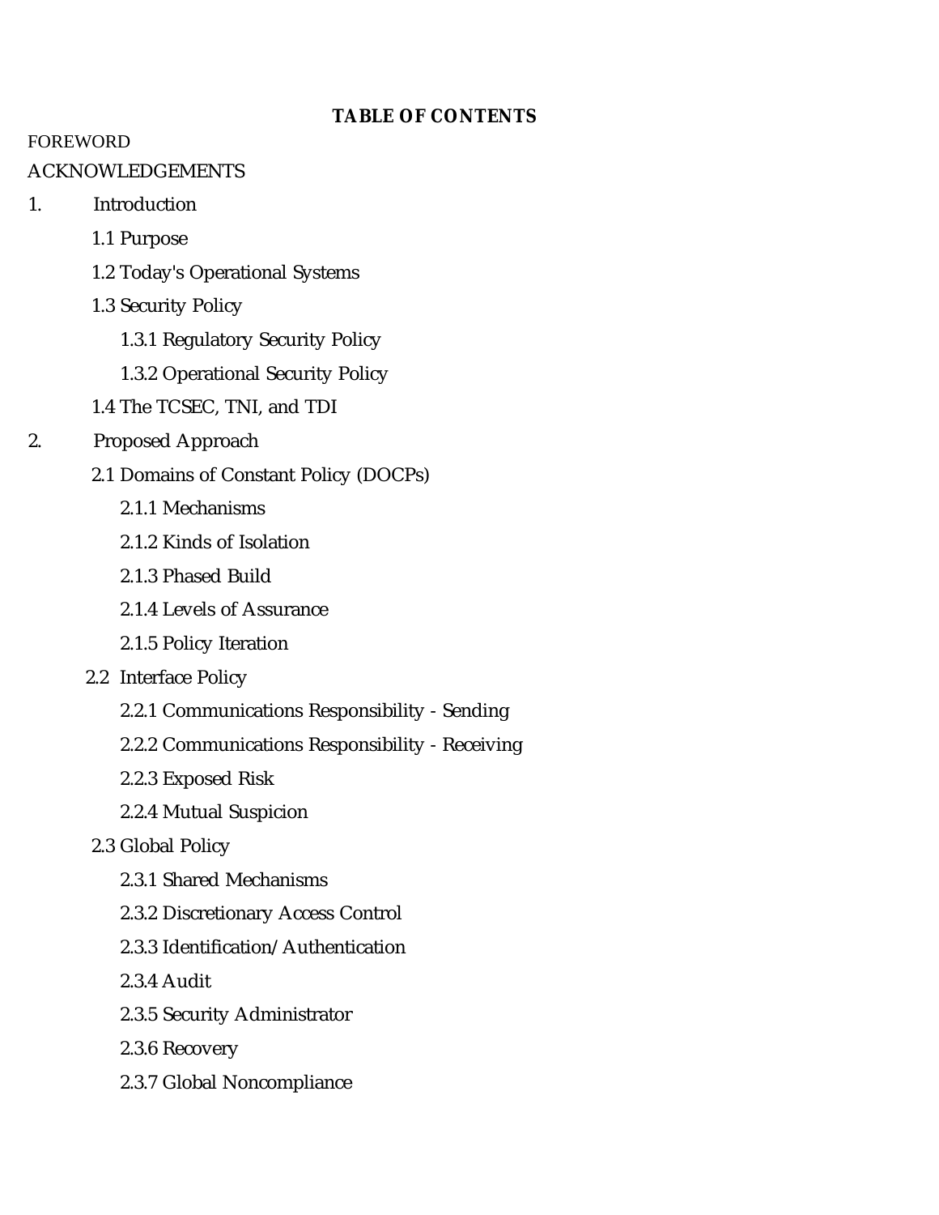**TABLE OF CONTENTS**

FOREWORD

ACKNOWLEDGEMENTS

1. Introduction
    - 1.1 Purpose
    - 1.2 Today's Operational Systems
    - 1.3 Security Policy
        - 1.3.1 Regulatory Security Policy
        - 1.3.2 Operational Security Policy
    - 1.4 The TCSEC, TNI, and TDI
2. Proposed Approach
    - 2.1 Domains of Constant Policy (DOCPs)
        - 2.1.1 Mechanisms
        - 2.1.2 Kinds of Isolation
        - 2.1.3 Phased Build
        - 2.1.4 Levels of Assurance
        - 2.1.5 Policy Iteration
    - 2.2 Interface Policy
        - 2.2.1 Communications Responsibility - Sending
        - 2.2.2 Communications Responsibility - Receiving
        - 2.2.3 Exposed Risk
        - 2.2.4 Mutual Suspicion
    - 2.3 Global Policy
        - 2.3.1 Shared Mechanisms
        - 2.3.2 Discretionary Access Control
        - 2.3.3 Identification/Authentication
        - 2.3.4 Audit
        - 2.3.5 Security Administrator
        - 2.3.6 Recovery
        - 2.3.7 Global Noncompliance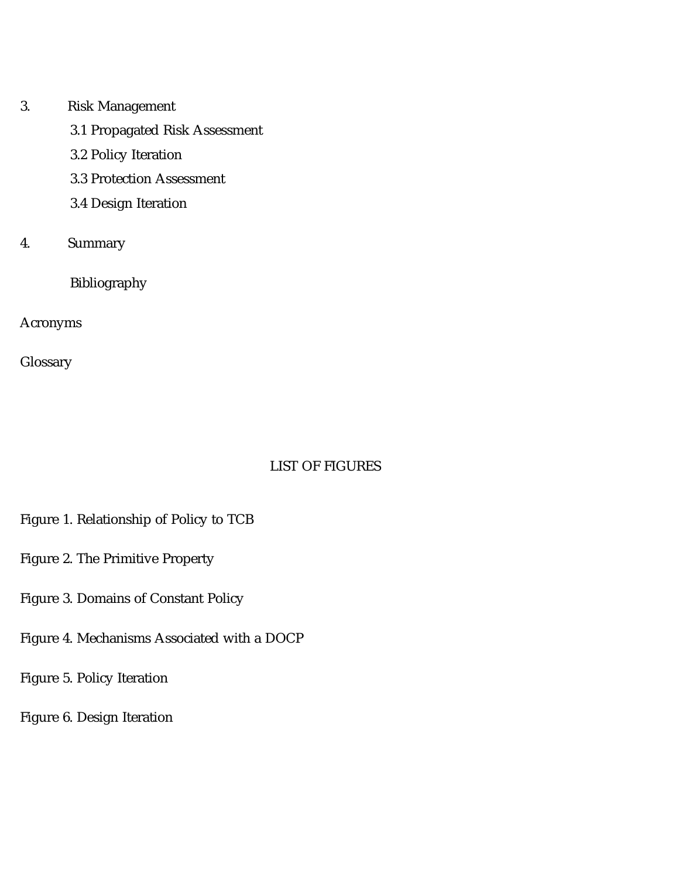3. Risk Management
   - 3.1 Propagated Risk Assessment
   - 3.2 Policy Iteration
   - 3.3 Protection Assessment
   - 3.4 Design Iteration

4. Summary

   Bibliography

Acronyms

Glossary

## LIST OF FIGURES

Figure 1. Relationship of Policy to TCB

Figure 2. The Primitive Property

Figure 3. Domains of Constant Policy

Figure 4. Mechanisms Associated with a DOCP

Figure 5. Policy Iteration

Figure 6. Design Iteration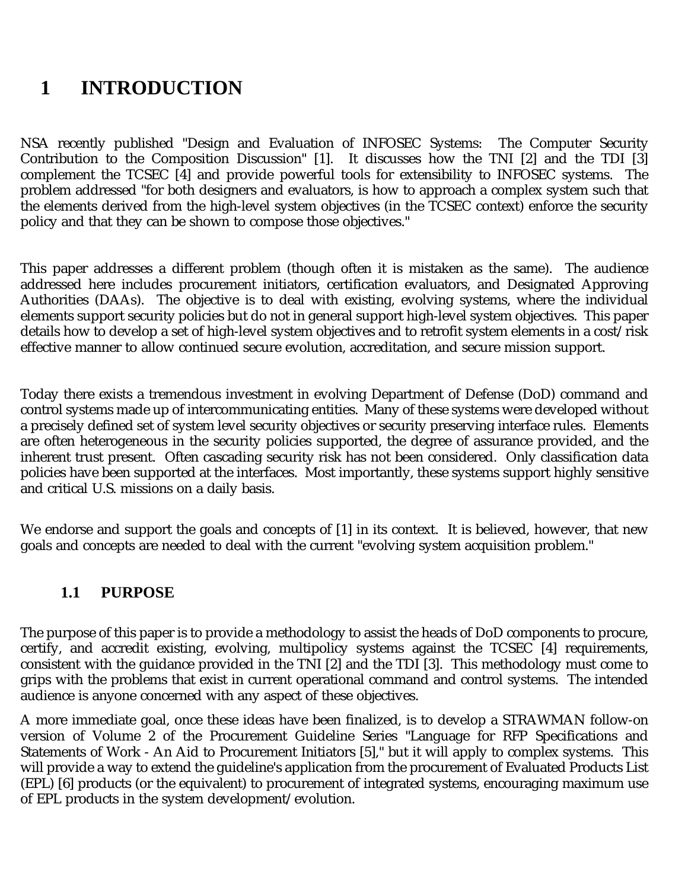# 1 INTRODUCTION

NSA recently published "Design and Evaluation of INFOSEC Systems: The Computer Security Contribution to the Composition Discussion" [1]. It discusses how the TNI [2] and the TDI [3] complement the TCSEC [4] and provide powerful tools for extensibility to INFOSEC systems. The problem addressed "for both designers and evaluators, is how to approach a complex system such that the elements derived from the high-level system objectives (in the TCSEC context) enforce the security policy and that they can be shown to compose those objectives."

This paper addresses a different problem (though often it is mistaken as the same). The audience addressed here includes procurement initiators, certification evaluators, and Designated Approving Authorities (DAAs). The objective is to deal with existing, evolving systems, where the individual elements support security policies but do not in general support high-level system objectives. This paper details how to develop a set of high-level system objectives and to retrofit system elements in a cost/risk effective manner to allow continued secure evolution, accreditation, and secure mission support.

Today there exists a tremendous investment in evolving Department of Defense (DoD) command and control systems made up of intercommunicating entities. Many of these systems were developed without a precisely defined set of system level security objectives or security preserving interface rules. Elements are often heterogeneous in the security policies supported, the degree of assurance provided, and the inherent trust present. Often cascading security risk has not been considered. Only classification data policies have been supported at the interfaces. Most importantly, these systems support highly sensitive and critical U.S. missions on a daily basis.

We endorse and support the goals and concepts of [1] in its context. It is believed, however, that new goals and concepts are needed to deal with the current "evolving system acquisition problem."

## 1.1 PURPOSE

The purpose of this paper is to provide a methodology to assist the heads of DoD components to procure, certify, and accredit existing, evolving, multipolicy systems against the TCSEC [4] requirements, consistent with the guidance provided in the TNI [2] and the TDI [3]. This methodology must come to grips with the problems that exist in current operational command and control systems. The intended audience is anyone concerned with any aspect of these objectives.

A more immediate goal, once these ideas have been finalized, is to develop a STRAWMAN follow-on version of Volume 2 of the Procurement Guideline Series "Language for RFP Specifications and Statements of Work - An Aid to Procurement Initiators [5]," but it will apply to complex systems. This will provide a way to extend the guideline's application from the procurement of Evaluated Products List (EPL) [6] products (or the equivalent) to procurement of integrated systems, encouraging maximum use of EPL products in the system development/evolution.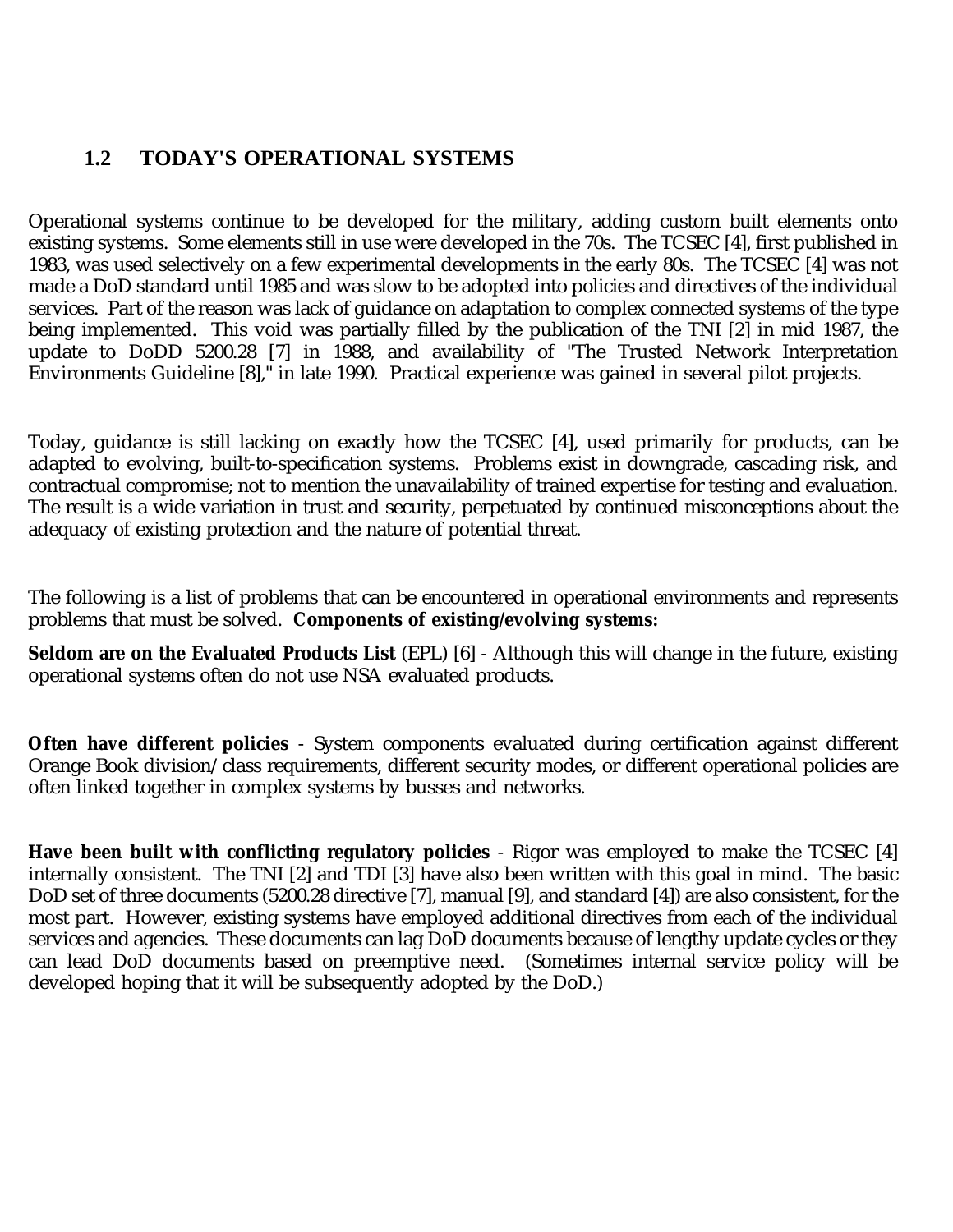## 1.2 TODAY'S OPERATIONAL SYSTEMS

Operational systems continue to be developed for the military, adding custom built elements onto existing systems. Some elements still in use were developed in the 70s. The TCSEC [4], first published in 1983, was used selectively on a few experimental developments in the early 80s. The TCSEC [4] was not made a DoD standard until 1985 and was slow to be adopted into policies and directives of the individual services. Part of the reason was lack of guidance on adaptation to complex connected systems of the type being implemented. This void was partially filled by the publication of the TNI [2] in mid 1987, the update to DoDD 5200.28 [7] in 1988, and availability of "The Trusted Network Interpretation Environments Guideline [8]," in late 1990. Practical experience was gained in several pilot projects.

Today, guidance is still lacking on exactly how the TCSEC [4], used primarily for products, can be adapted to evolving, built-to-specification systems. Problems exist in downgrade, cascading risk, and contractual compromise; not to mention the unavailability of trained expertise for testing and evaluation. The result is a wide variation in trust and security, perpetuated by continued misconceptions about the adequacy of existing protection and the nature of potential threat.

The following is a list of problems that can be encountered in operational environments and represents problems that must be solved. **Components of existing/evolving systems:**

**Seldom are on the Evaluated Products List** (EPL) [6] - Although this will change in the future, existing operational systems often do not use NSA evaluated products.

**Often have different policies** - System components evaluated during certification against different Orange Book division/class requirements, different security modes, or different operational policies are often linked together in complex systems by busses and networks.

**Have been built with conflicting regulatory policies** - Rigor was employed to make the TCSEC [4] internally consistent. The TNI [2] and TDI [3] have also been written with this goal in mind. The basic DoD set of three documents (5200.28 directive [7], manual [9], and standard [4]) are also consistent, for the most part. However, existing systems have employed additional directives from each of the individual services and agencies. These documents can lag DoD documents because of lengthy update cycles or they can lead DoD documents based on preemptive need. (Sometimes internal service policy will be developed hoping that it will be subsequently adopted by the DoD.)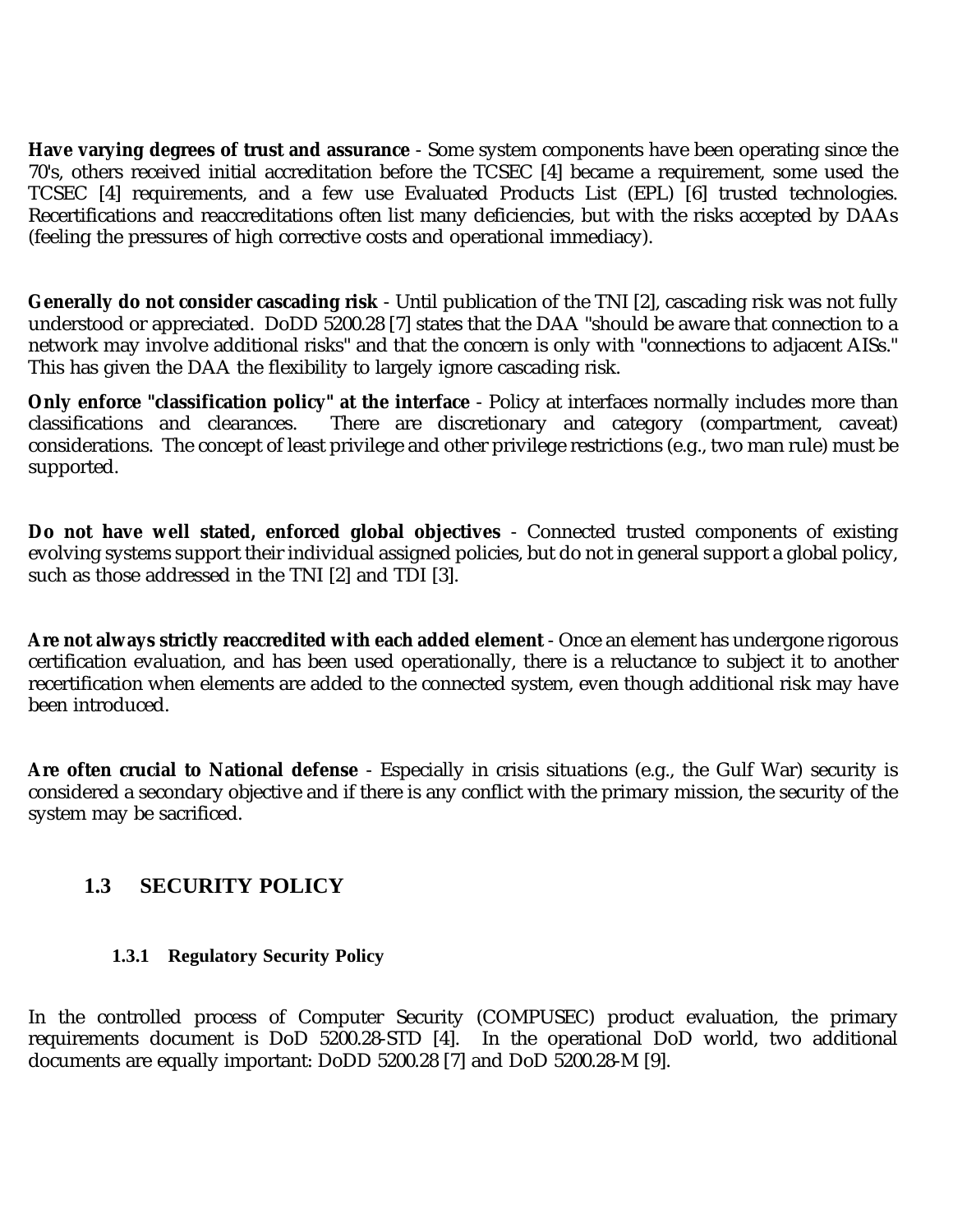**Have varying degrees of trust and assurance** - Some system components have been operating since the 70's, others received initial accreditation before the TCSEC [4] became a requirement, some used the TCSEC [4] requirements, and a few use Evaluated Products List (EPL) [6] trusted technologies. Recertifications and reaccreditations often list many deficiencies, but with the risks accepted by DAAs (feeling the pressures of high corrective costs and operational immediacy).

**Generally do not consider cascading risk** - Until publication of the TNI [2], cascading risk was not fully understood or appreciated. DoDD 5200.28 [7] states that the DAA "should be aware that connection to a network may involve additional risks" and that the concern is only with "connections to adjacent AISs." This has given the DAA the flexibility to largely ignore cascading risk.

**Only enforce "classification policy" at the interface** - Policy at interfaces normally includes more than classifications and clearances. There are discretionary and category (compartment, caveat) considerations. The concept of least privilege and other privilege restrictions (e.g., two man rule) must be supported.

**Do not have well stated, enforced global objectives** - Connected trusted components of existing evolving systems support their individual assigned policies, but do not in general support a global policy, such as those addressed in the TNI [2] and TDI [3].

**Are not always strictly reaccredited with each added element** - Once an element has undergone rigorous certification evaluation, and has been used operationally, there is a reluctance to subject it to another recertification when elements are added to the connected system, even though additional risk may have been introduced.

**Are often crucial to National defense** - Especially in crisis situations (e.g., the Gulf War) security is considered a secondary objective and if there is any conflict with the primary mission, the security of the system may be sacrificed.

## 1.3 SECURITY POLICY

### 1.3.1 Regulatory Security Policy

In the controlled process of Computer Security (COMPUSEC) product evaluation, the primary requirements document is DoD 5200.28-STD [4]. In the operational DoD world, two additional documents are equally important: DoDD 5200.28 [7] and DoD 5200.28-M [9].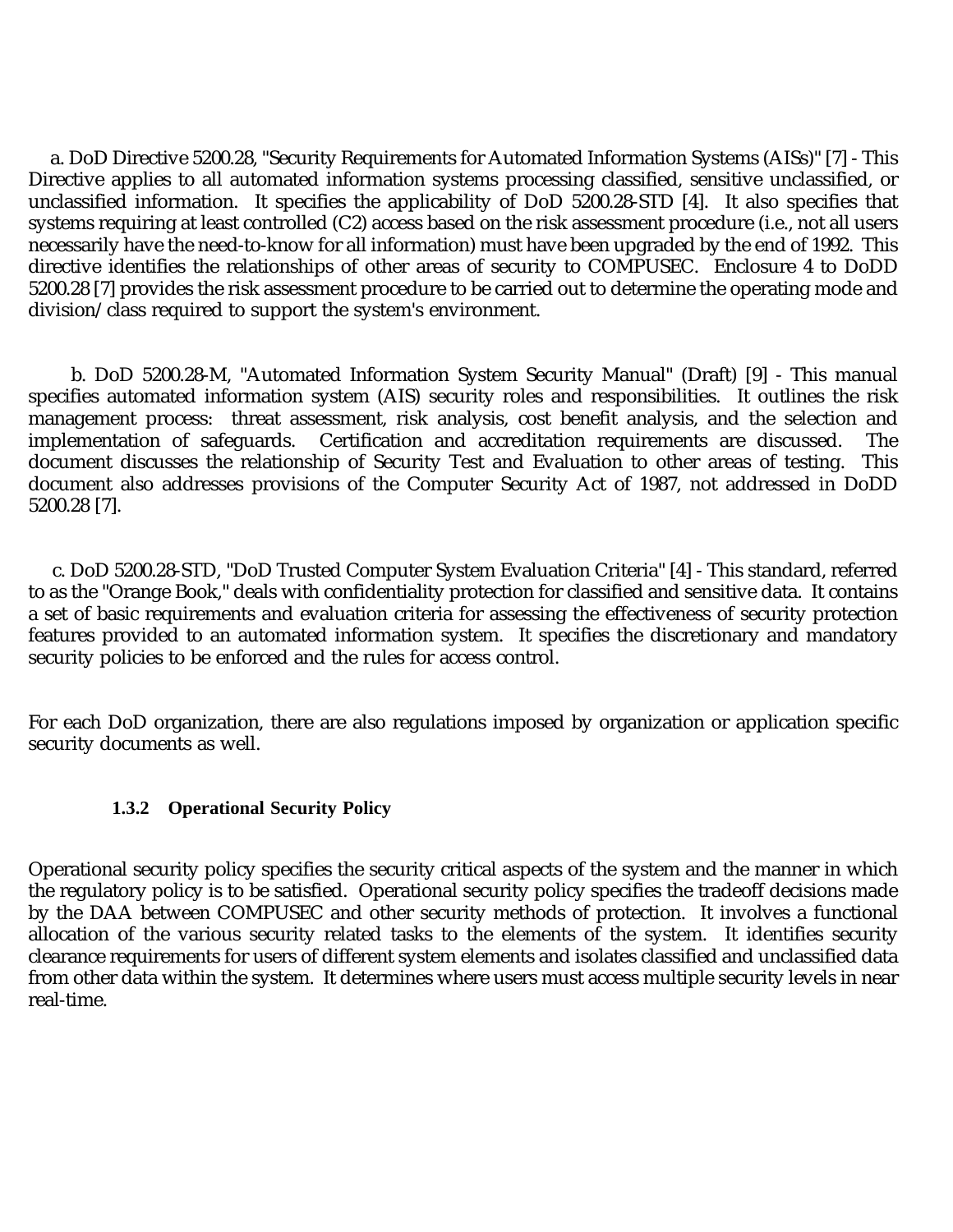a. DoD Directive 5200.28, "Security Requirements for Automated Information Systems (AISs)" [7] - This Directive applies to all automated information systems processing classified, sensitive unclassified, or unclassified information. It specifies the applicability of DoD 5200.28-STD [4]. It also specifies that systems requiring at least controlled (C2) access based on the risk assessment procedure (i.e., not all users necessarily have the need-to-know for all information) must have been upgraded by the end of 1992. This directive identifies the relationships of other areas of security to COMPUSEC. Enclosure 4 to DoDD 5200.28 [7] provides the risk assessment procedure to be carried out to determine the operating mode and division/class required to support the system's environment.

b. DoD 5200.28-M, "Automated Information System Security Manual" (Draft) [9] - This manual specifies automated information system (AIS) security roles and responsibilities. It outlines the risk management process: threat assessment, risk analysis, cost benefit analysis, and the selection and implementation of safeguards. Certification and accreditation requirements are discussed. The document discusses the relationship of Security Test and Evaluation to other areas of testing. This document also addresses provisions of the Computer Security Act of 1987, not addressed in DoDD 5200.28 [7].

c. DoD 5200.28-STD, "DoD Trusted Computer System Evaluation Criteria" [4] - This standard, referred to as the "Orange Book," deals with confidentiality protection for classified and sensitive data. It contains a set of basic requirements and evaluation criteria for assessing the effectiveness of security protection features provided to an automated information system. It specifies the discretionary and mandatory security policies to be enforced and the rules for access control.

For each DoD organization, there are also regulations imposed by organization or application specific security documents as well.

### 1.3.2 Operational Security Policy

Operational security policy specifies the security critical aspects of the system and the manner in which the regulatory policy is to be satisfied. Operational security policy specifies the tradeoff decisions made by the DAA between COMPUSEC and other security methods of protection. It involves a functional allocation of the various security related tasks to the elements of the system. It identifies security clearance requirements for users of different system elements and isolates classified and unclassified data from other data within the system. It determines where users must access multiple security levels in near real-time.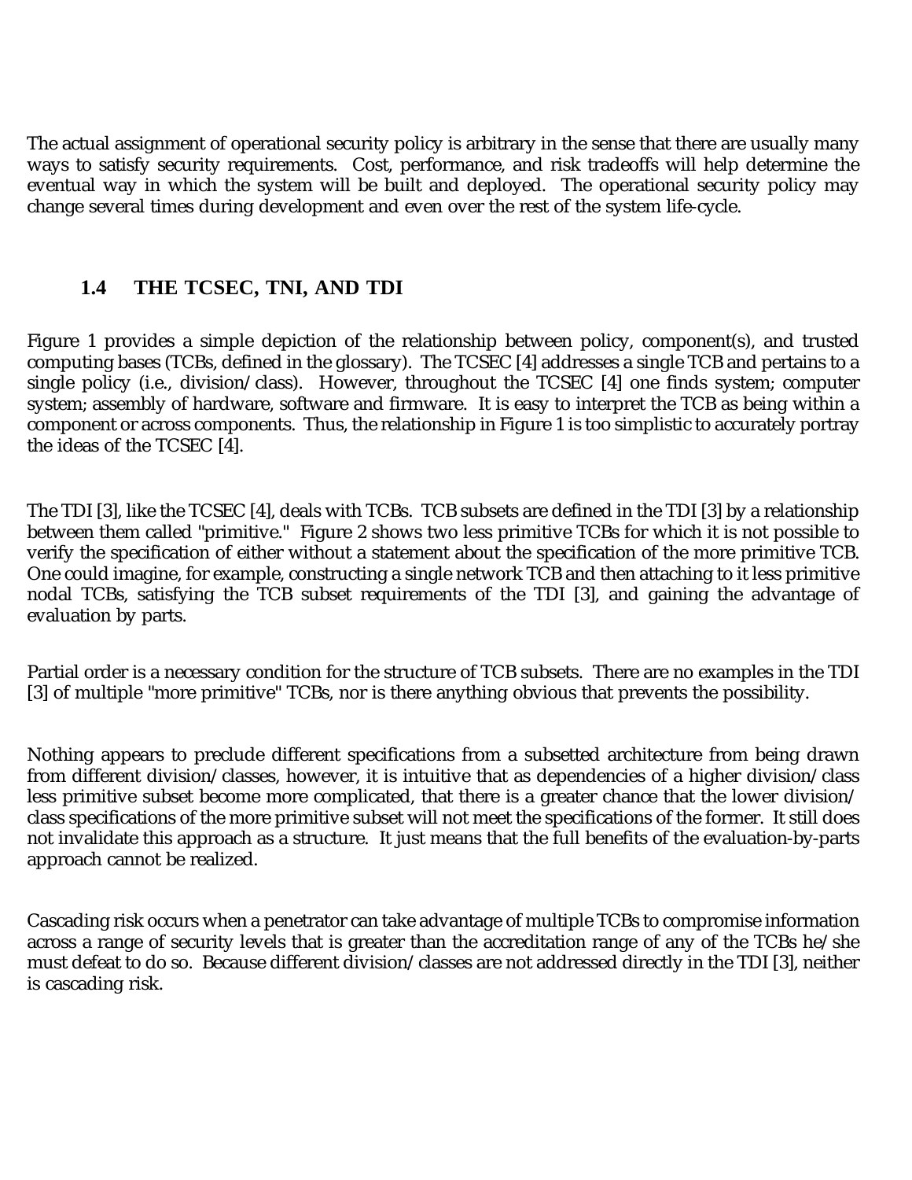The actual assignment of operational security policy is arbitrary in the sense that there are usually many ways to satisfy security requirements. Cost, performance, and risk tradeoffs will help determine the eventual way in which the system will be built and deployed. The operational security policy may change several times during development and even over the rest of the system life-cycle.

### 1.4 THE TCSEC, TNI, AND TDI

Figure 1 provides a simple depiction of the relationship between policy, component(s), and trusted computing bases (TCBs, defined in the glossary). The TCSEC [4] addresses a single TCB and pertains to a single policy (i.e., division/class). However, throughout the TCSEC [4] one finds system; computer system; assembly of hardware, software and firmware. It is easy to interpret the TCB as being within a component or across components. Thus, the relationship in Figure 1 is too simplistic to accurately portray the ideas of the TCSEC [4].

The TDI [3], like the TCSEC [4], deals with TCBs. TCB subsets are defined in the TDI [3] by a relationship between them called "primitive." Figure 2 shows two less primitive TCBs for which it is not possible to verify the specification of either without a statement about the specification of the more primitive TCB. One could imagine, for example, constructing a single network TCB and then attaching to it less primitive nodal TCBs, satisfying the TCB subset requirements of the TDI [3], and gaining the advantage of evaluation by parts.

Partial order is a necessary condition for the structure of TCB subsets. There are no examples in the TDI [3] of multiple "more primitive" TCBs, nor is there anything obvious that prevents the possibility.

Nothing appears to preclude different specifications from a subsetted architecture from being drawn from different division/classes, however, it is intuitive that as dependencies of a higher division/class less primitive subset become more complicated, that there is a greater chance that the lower division/class specifications of the more primitive subset will not meet the specifications of the former. It still does not invalidate this approach as a structure. It just means that the full benefits of the evaluation-by-parts approach cannot be realized.

Cascading risk occurs when a penetrator can take advantage of multiple TCBs to compromise information across a range of security levels that is greater than the accreditation range of any of the TCBs he/she must defeat to do so. Because different division/classes are not addressed directly in the TDI [3], neither is cascading risk.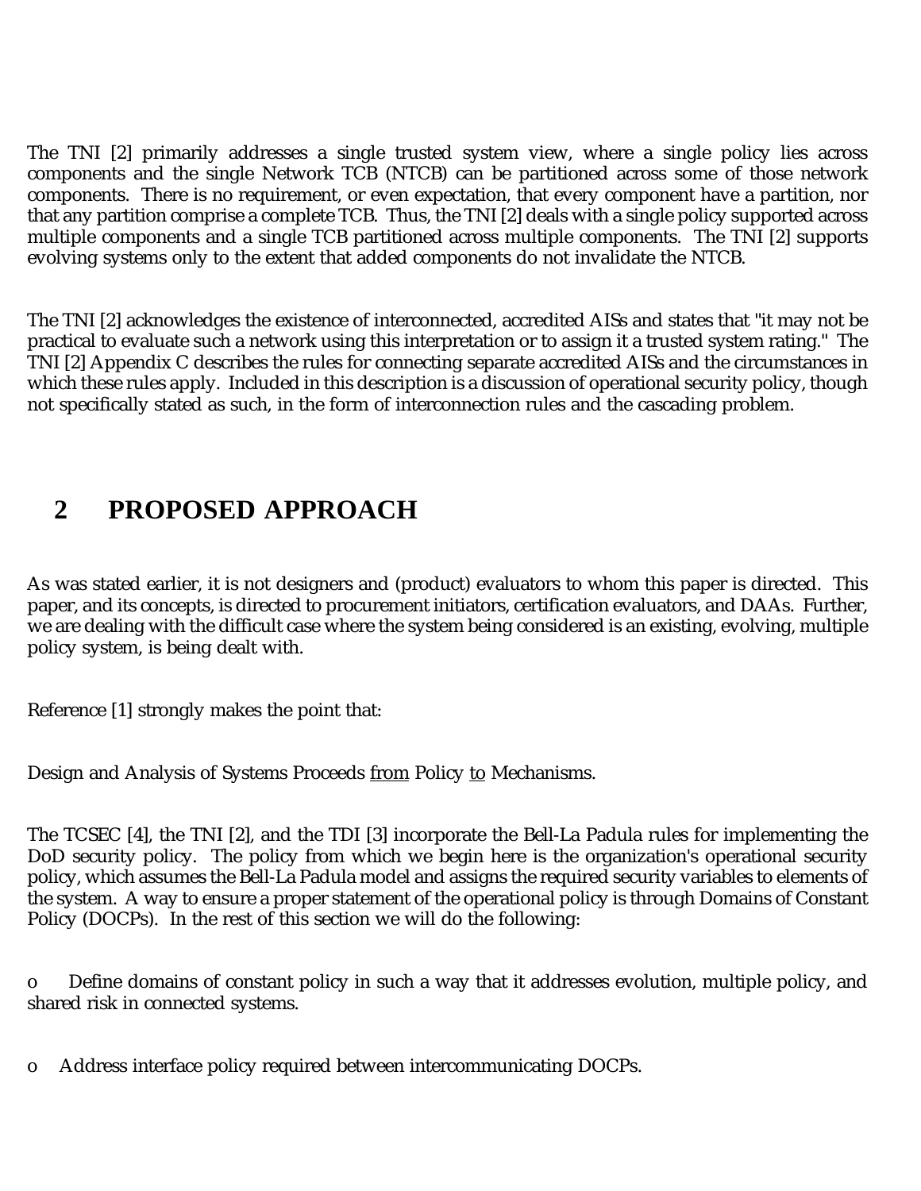The TNI [2] primarily addresses a single trusted system view, where a single policy lies across components and the single Network TCB (NTCB) can be partitioned across some of those network components. There is no requirement, or even expectation, that every component have a partition, nor that any partition comprise a complete TCB. Thus, the TNI [2] deals with a single policy supported across multiple components and a single TCB partitioned across multiple components. The TNI [2] supports evolving systems only to the extent that added components do not invalidate the NTCB.

The TNI [2] acknowledges the existence of interconnected, accredited AISs and states that "it may not be practical to evaluate such a network using this interpretation or to assign it a trusted system rating." The TNI [2] Appendix C describes the rules for connecting separate accredited AISs and the circumstances in which these rules apply. Included in this description is a discussion of operational security policy, though not specifically stated as such, in the form of interconnection rules and the cascading problem.

# 2 PROPOSED APPROACH

As was stated earlier, it is not designers and (product) evaluators to whom this paper is directed. This paper, and its concepts, is directed to procurement initiators, certification evaluators, and DAAs. Further, we are dealing with the difficult case where the system being considered is an existing, evolving, multiple policy system, is being dealt with.

Reference [1] strongly makes the point that:

Design and Analysis of Systems Proceeds <u>from</u> Policy <u>to</u> Mechanisms.

The TCSEC [4], the TNI [2], and the TDI [3] incorporate the Bell-La Padula rules for implementing the DoD security policy. The policy from which we begin here is the organization's operational security policy, which assumes the Bell-La Padula model and assigns the required security variables to elements of the system. A way to ensure a proper statement of the operational policy is through Domains of Constant Policy (DOCPs). In the rest of this section we will do the following:

o Define domains of constant policy in such a way that it addresses evolution, multiple policy, and shared risk in connected systems.

o Address interface policy required between intercommunicating DOCPs.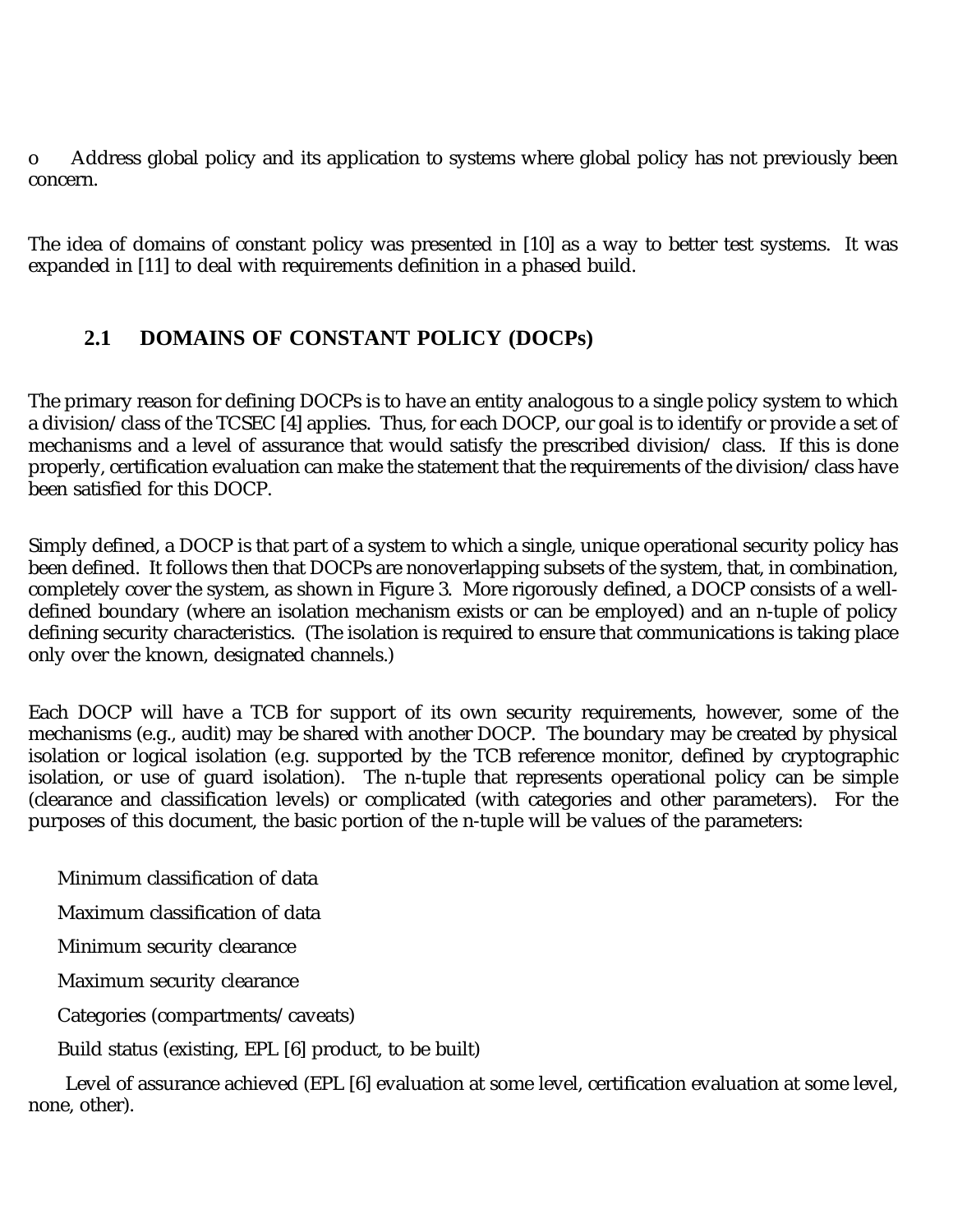o Address global policy and its application to systems where global policy has not previously been concern.

The idea of domains of constant policy was presented in [10] as a way to better test systems. It was expanded in [11] to deal with requirements definition in a phased build.

## 2.1 DOMAINS OF CONSTANT POLICY (DOCPs)

The primary reason for defining DOCPs is to have an entity analogous to a single policy system to which a division/class of the TCSEC [4] applies. Thus, for each DOCP, our goal is to identify or provide a set of mechanisms and a level of assurance that would satisfy the prescribed division/ class. If this is done properly, certification evaluation can make the statement that the requirements of the division/class have been satisfied for this DOCP.

Simply defined, a DOCP is that part of a system to which a single, unique operational security policy has been defined. It follows then that DOCPs are nonoverlapping subsets of the system, that, in combination, completely cover the system, as shown in Figure 3. More rigorously defined, a DOCP consists of a well-defined boundary (where an isolation mechanism exists or can be employed) and an n-tuple of policy defining security characteristics. (The isolation is required to ensure that communications is taking place only over the known, designated channels.)

Each DOCP will have a TCB for support of its own security requirements, however, some of the mechanisms (e.g., audit) may be shared with another DOCP. The boundary may be created by physical isolation or logical isolation (e.g. supported by the TCB reference monitor, defined by cryptographic isolation, or use of guard isolation). The n-tuple that represents operational policy can be simple (clearance and classification levels) or complicated (with categories and other parameters). For the purposes of this document, the basic portion of the n-tuple will be values of the parameters:

Minimum classification of data

Maximum classification of data

Minimum security clearance

Maximum security clearance

Categories (compartments/caveats)

Build status (existing, EPL [6] product, to be built)

Level of assurance achieved (EPL [6] evaluation at some level, certification evaluation at some level, none, other).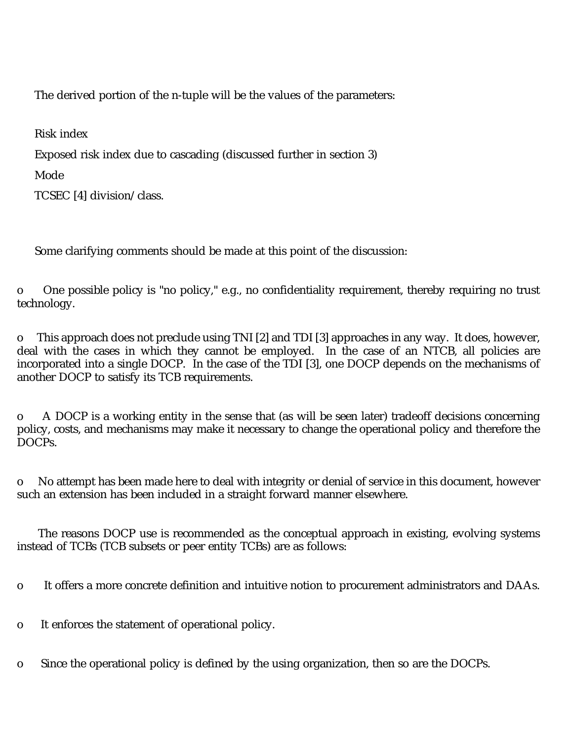The derived portion of the n-tuple will be the values of the parameters:

Risk index

Exposed risk index due to cascading (discussed further in section 3)

Mode

TCSEC [4] division/class.

Some clarifying comments should be made at this point of the discussion:

- One possible policy is "no policy," e.g., no confidentiality requirement, thereby requiring no trust technology.

- This approach does not preclude using TNI [2] and TDI [3] approaches in any way. It does, however, deal with the cases in which they cannot be employed. In the case of an NTCB, all policies are incorporated into a single DOCP. In the case of the TDI [3], one DOCP depends on the mechanisms of another DOCP to satisfy its TCB requirements.

- A DOCP is a working entity in the sense that (as will be seen later) tradeoff decisions concerning policy, costs, and mechanisms may make it necessary to change the operational policy and therefore the DOCPs.

- No attempt has been made here to deal with integrity or denial of service in this document, however such an extension has been included in a straight forward manner elsewhere.

The reasons DOCP use is recommended as the conceptual approach in existing, evolving systems instead of TCBs (TCB subsets or peer entity TCBs) are as follows:

- It offers a more concrete definition and intuitive notion to procurement administrators and DAAs.

- It enforces the statement of operational policy.

- Since the operational policy is defined by the using organization, then so are the DOCPs.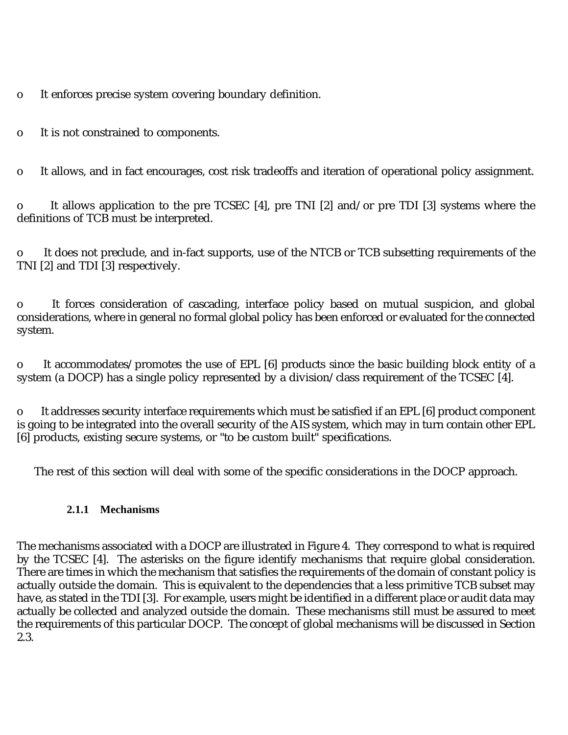- It enforces precise system covering boundary definition.

- It is not constrained to components.

- It allows, and in fact encourages, cost risk tradeoffs and iteration of operational policy assignment.

- It allows application to the pre TCSEC [4], pre TNI [2] and/or pre TDI [3] systems where the definitions of TCB must be interpreted.

- It does not preclude, and in-fact supports, use of the NTCB or TCB subsetting requirements of the TNI [2] and TDI [3] respectively.

- It forces consideration of cascading, interface policy based on mutual suspicion, and global considerations, where in general no formal global policy has been enforced or evaluated for the connected system.

- It accommodates/promotes the use of EPL [6] products since the basic building block entity of a system (a DOCP) has a single policy represented by a division/class requirement of the TCSEC [4].

- It addresses security interface requirements which must be satisfied if an EPL [6] product component is going to be integrated into the overall security of the AIS system, which may in turn contain other EPL [6] products, existing secure systems, or "to be custom built" specifications.

The rest of this section will deal with some of the specific considerations in the DOCP approach.

#### 2.1.1 Mechanisms

The mechanisms associated with a DOCP are illustrated in Figure 4. They correspond to what is required by the TCSEC [4]. The asterisks on the figure identify mechanisms that require global consideration. There are times in which the mechanism that satisfies the requirements of the domain of constant policy is actually outside the domain. This is equivalent to the dependencies that a less primitive TCB subset may have, as stated in the TDI [3]. For example, users might be identified in a different place or audit data may actually be collected and analyzed outside the domain. These mechanisms still must be assured to meet the requirements of this particular DOCP. The concept of global mechanisms will be discussed in Section 2.3.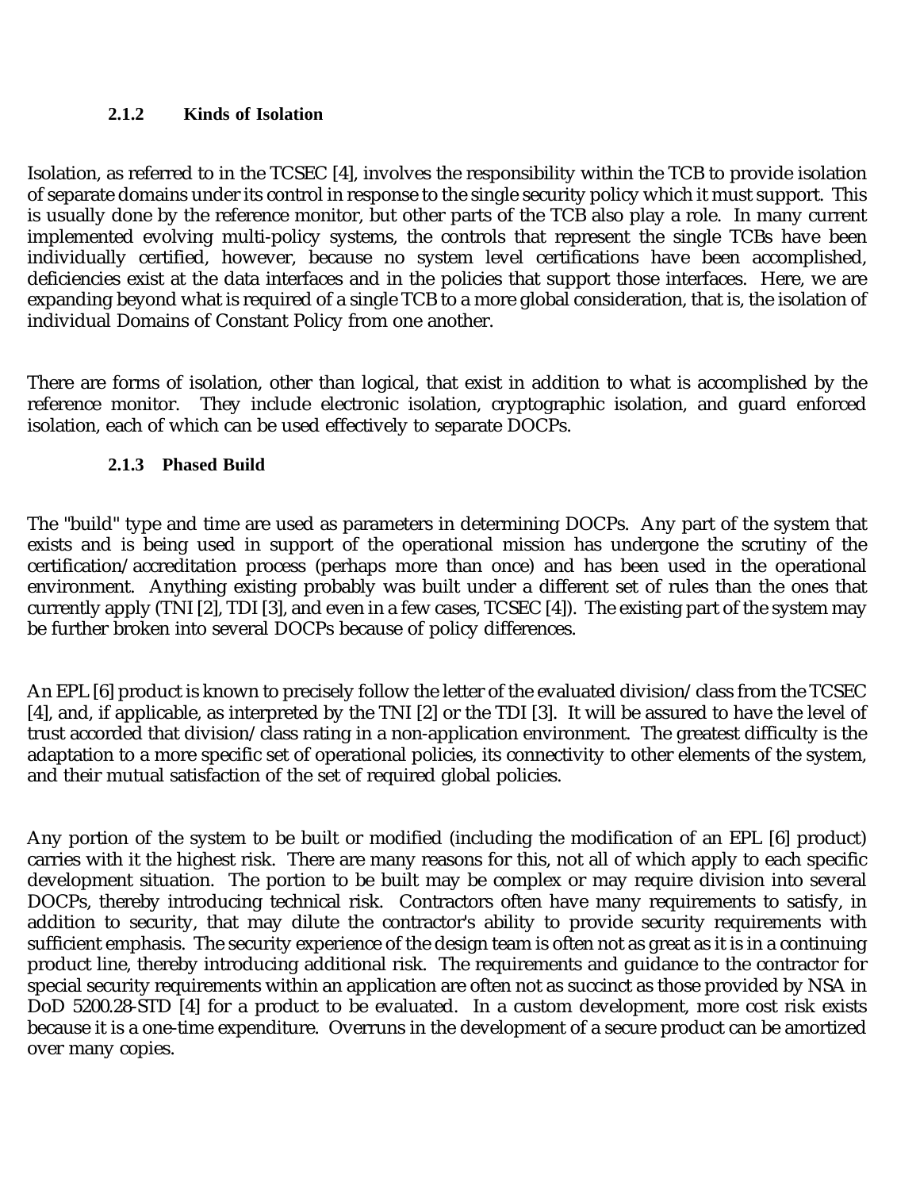### 2.1.2 Kinds of Isolation

Isolation, as referred to in the TCSEC [4], involves the responsibility within the TCB to provide isolation of separate domains under its control in response to the single security policy which it must support. This is usually done by the reference monitor, but other parts of the TCB also play a role. In many current implemented evolving multi-policy systems, the controls that represent the single TCBs have been individually certified, however, because no system level certifications have been accomplished, deficiencies exist at the data interfaces and in the policies that support those interfaces. Here, we are expanding beyond what is required of a single TCB to a more global consideration, that is, the isolation of individual Domains of Constant Policy from one another.

There are forms of isolation, other than logical, that exist in addition to what is accomplished by the reference monitor. They include electronic isolation, cryptographic isolation, and guard enforced isolation, each of which can be used effectively to separate DOCPs.

### 2.1.3 Phased Build

The "build" type and time are used as parameters in determining DOCPs. Any part of the system that exists and is being used in support of the operational mission has undergone the scrutiny of the certification/accreditation process (perhaps more than once) and has been used in the operational environment. Anything existing probably was built under a different set of rules than the ones that currently apply (TNI [2], TDI [3], and even in a few cases, TCSEC [4]). The existing part of the system may be further broken into several DOCPs because of policy differences.

An EPL [6] product is known to precisely follow the letter of the evaluated division/class from the TCSEC [4], and, if applicable, as interpreted by the TNI [2] or the TDI [3]. It will be assured to have the level of trust accorded that division/class rating in a non-application environment. The greatest difficulty is the adaptation to a more specific set of operational policies, its connectivity to other elements of the system, and their mutual satisfaction of the set of required global policies.

Any portion of the system to be built or modified (including the modification of an EPL [6] product) carries with it the highest risk. There are many reasons for this, not all of which apply to each specific development situation. The portion to be built may be complex or may require division into several DOCPs, thereby introducing technical risk. Contractors often have many requirements to satisfy, in addition to security, that may dilute the contractor's ability to provide security requirements with sufficient emphasis. The security experience of the design team is often not as great as it is in a continuing product line, thereby introducing additional risk. The requirements and guidance to the contractor for special security requirements within an application are often not as succinct as those provided by NSA in DoD 5200.28-STD [4] for a product to be evaluated. In a custom development, more cost risk exists because it is a one-time expenditure. Overruns in the development of a secure product can be amortized over many copies.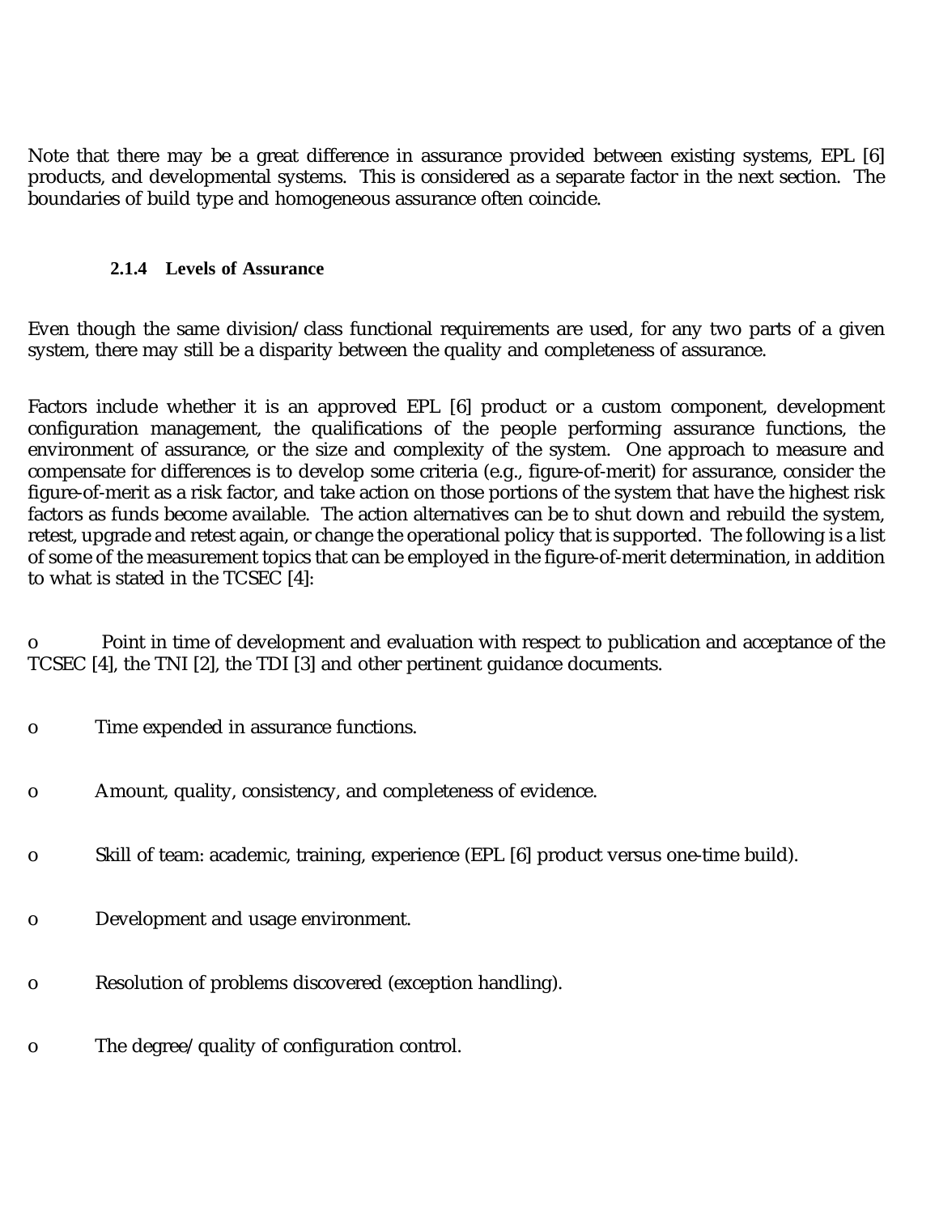Note that there may be a great difference in assurance provided between existing systems, EPL [6] products, and developmental systems. This is considered as a separate factor in the next section. The boundaries of build type and homogeneous assurance often coincide.

#### 2.1.4 Levels of Assurance

Even though the same division/class functional requirements are used, for any two parts of a given system, there may still be a disparity between the quality and completeness of assurance.

Factors include whether it is an approved EPL [6] product or a custom component, development configuration management, the qualifications of the people performing assurance functions, the environment of assurance, or the size and complexity of the system. One approach to measure and compensate for differences is to develop some criteria (e.g., figure-of-merit) for assurance, consider the figure-of-merit as a risk factor, and take action on those portions of the system that have the highest risk factors as funds become available. The action alternatives can be to shut down and rebuild the system, retest, upgrade and retest again, or change the operational policy that is supported. The following is a list of some of the measurement topics that can be employed in the figure-of-merit determination, in addition to what is stated in the TCSEC [4]:

- Point in time of development and evaluation with respect to publication and acceptance of the TCSEC [4], the TNI [2], the TDI [3] and other pertinent guidance documents.

- Time expended in assurance functions.

- Amount, quality, consistency, and completeness of evidence.

- Skill of team: academic, training, experience (EPL [6] product versus one-time build).

- Development and usage environment.

- Resolution of problems discovered (exception handling).

- The degree/quality of configuration control.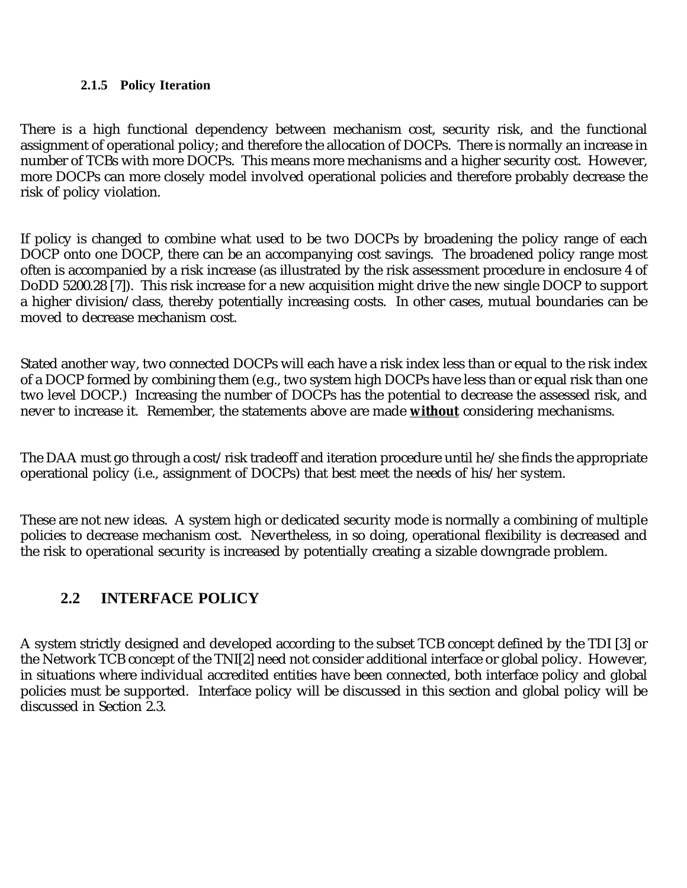### 2.1.5 Policy Iteration

There is a high functional dependency between mechanism cost, security risk, and the functional assignment of operational policy; and therefore the allocation of DOCPs. There is normally an increase in number of TCBs with more DOCPs. This means more mechanisms and a higher security cost. However, more DOCPs can more closely model involved operational policies and therefore probably decrease the risk of policy violation.

If policy is changed to combine what used to be two DOCPs by broadening the policy range of each DOCP onto one DOCP, there can be an accompanying cost savings. The broadened policy range most often is accompanied by a risk increase (as illustrated by the risk assessment procedure in enclosure 4 of DoDD 5200.28 [7]). This risk increase for a new acquisition might drive the new single DOCP to support a higher division/class, thereby potentially increasing costs. In other cases, mutual boundaries can be moved to decrease mechanism cost.

Stated another way, two connected DOCPs will each have a risk index less than or equal to the risk index of a DOCP formed by combining them (e.g., two system high DOCPs have less than or equal risk than one two level DOCP.) Increasing the number of DOCPs has the potential to decrease the assessed risk, and never to increase it. Remember, the statements above are made ***without*** considering mechanisms.

The DAA must go through a cost/risk tradeoff and iteration procedure until he/she finds the appropriate operational policy (i.e., assignment of DOCPs) that best meet the needs of his/her system.

These are not new ideas. A system high or dedicated security mode is normally a combining of multiple policies to decrease mechanism cost. Nevertheless, in so doing, operational flexibility is decreased and the risk to operational security is increased by potentially creating a sizable downgrade problem.

## 2.2 INTERFACE POLICY

A system strictly designed and developed according to the subset TCB concept defined by the TDI [3] or the Network TCB concept of the TNI[2] need not consider additional interface or global policy. However, in situations where individual accredited entities have been connected, both interface policy and global policies must be supported. Interface policy will be discussed in this section and global policy will be discussed in Section 2.3.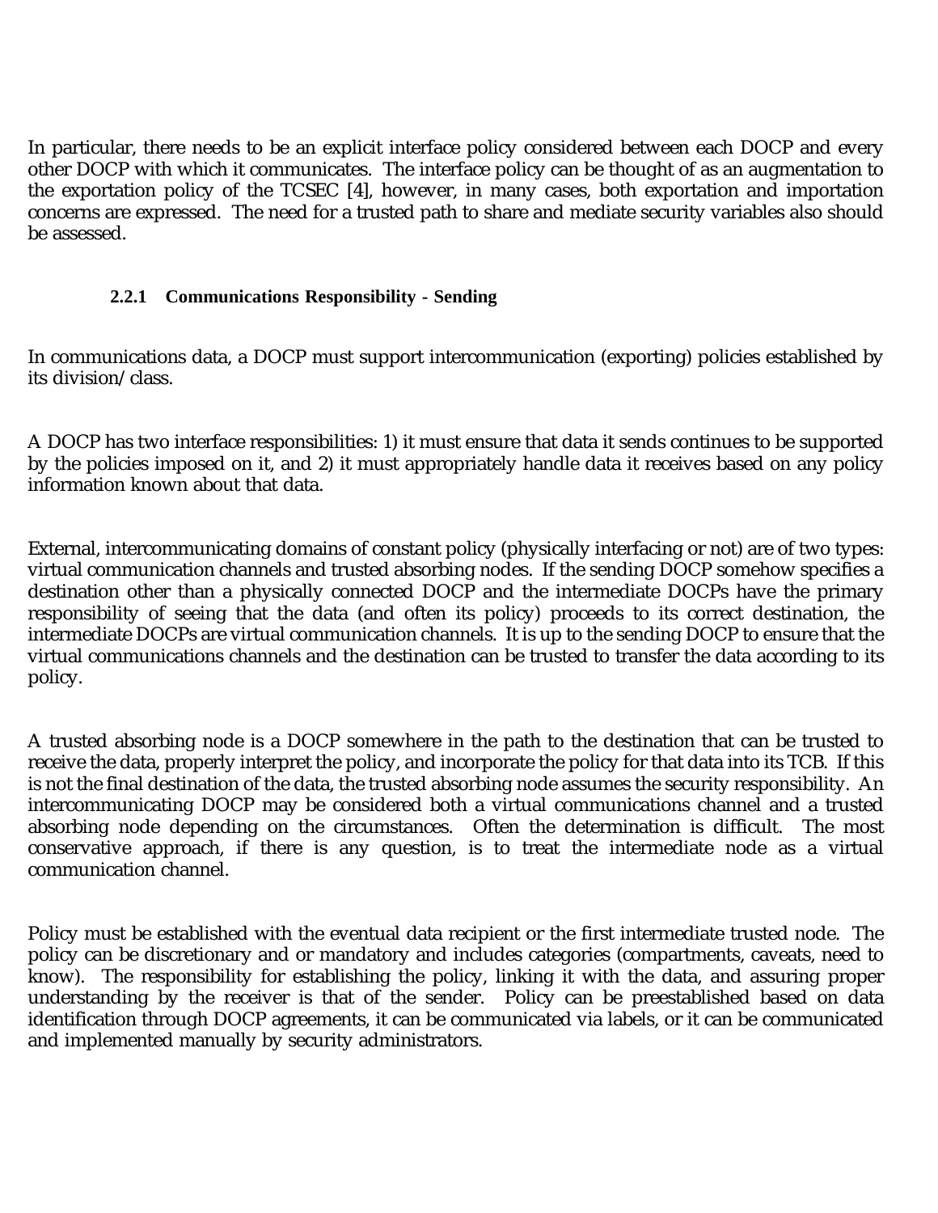In particular, there needs to be an explicit interface policy considered between each DOCP and every other DOCP with which it communicates. The interface policy can be thought of as an augmentation to the exportation policy of the TCSEC [4], however, in many cases, both exportation and importation concerns are expressed. The need for a trusted path to share and mediate security variables also should be assessed.

### 2.2.1 Communications Responsibility - Sending

In communications data, a DOCP must support intercommunication (exporting) policies established by its division/class.

A DOCP has two interface responsibilities: 1) it must ensure that data it sends continues to be supported by the policies imposed on it, and 2) it must appropriately handle data it receives based on any policy information known about that data.

External, intercommunicating domains of constant policy (physically interfacing or not) are of two types: virtual communication channels and trusted absorbing nodes. If the sending DOCP somehow specifies a destination other than a physically connected DOCP and the intermediate DOCPs have the primary responsibility of seeing that the data (and often its policy) proceeds to its correct destination, the intermediate DOCPs are virtual communication channels. It is up to the sending DOCP to ensure that the virtual communications channels and the destination can be trusted to transfer the data according to its policy.

A trusted absorbing node is a DOCP somewhere in the path to the destination that can be trusted to receive the data, properly interpret the policy, and incorporate the policy for that data into its TCB. If this is not the final destination of the data, the trusted absorbing node assumes the security responsibility. An intercommunicating DOCP may be considered both a virtual communications channel and a trusted absorbing node depending on the circumstances. Often the determination is difficult. The most conservative approach, if there is any question, is to treat the intermediate node as a virtual communication channel.

Policy must be established with the eventual data recipient or the first intermediate trusted node. The policy can be discretionary and or mandatory and includes categories (compartments, caveats, need to know). The responsibility for establishing the policy, linking it with the data, and assuring proper understanding by the receiver is that of the sender. Policy can be preestablished based on data identification through DOCP agreements, it can be communicated via labels, or it can be communicated and implemented manually by security administrators.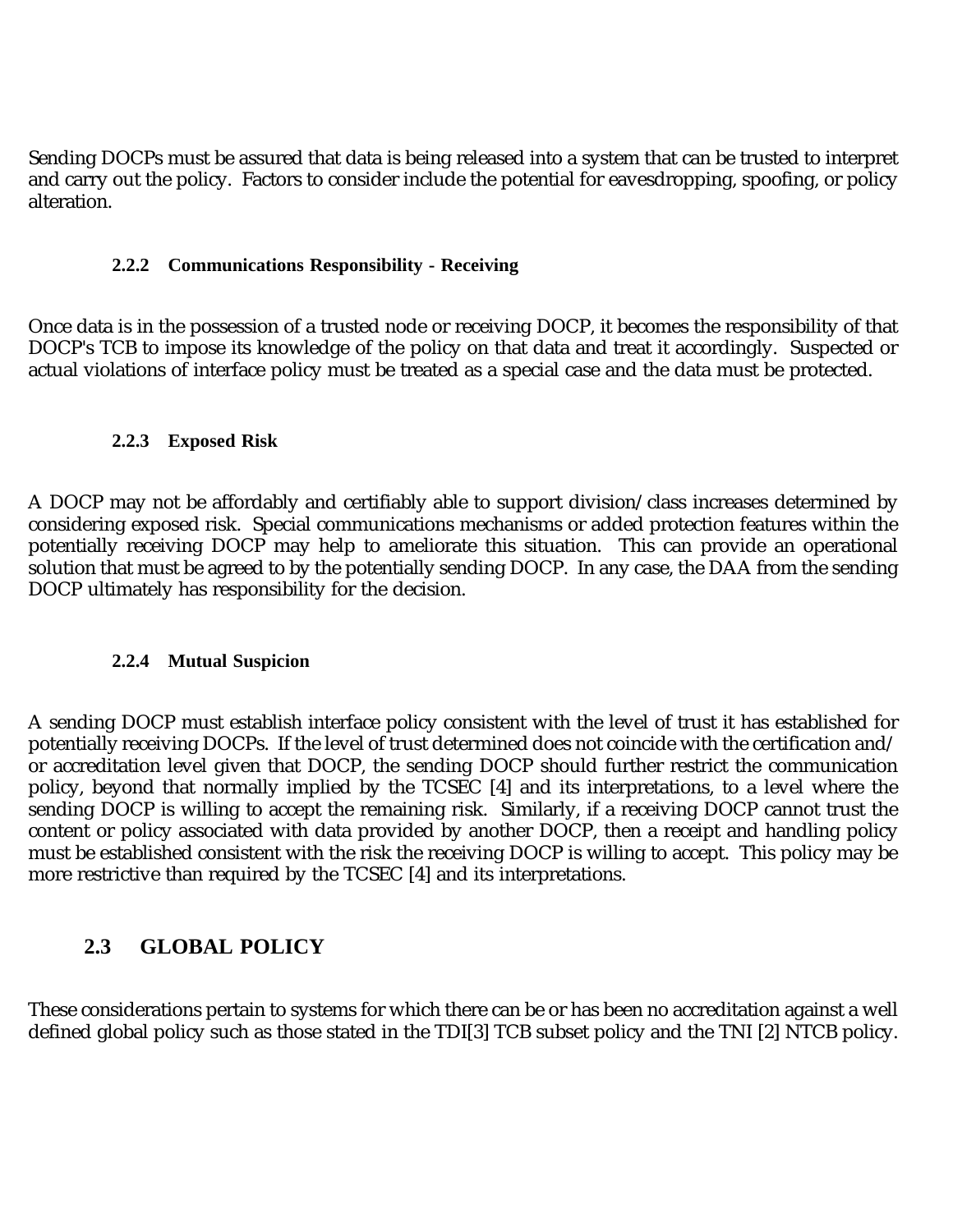Sending DOCPs must be assured that data is being released into a system that can be trusted to interpret and carry out the policy. Factors to consider include the potential for eavesdropping, spoofing, or policy alteration.

#### 2.2.2 Communications Responsibility - Receiving

Once data is in the possession of a trusted node or receiving DOCP, it becomes the responsibility of that DOCP's TCB to impose its knowledge of the policy on that data and treat it accordingly. Suspected or actual violations of interface policy must be treated as a special case and the data must be protected.

#### 2.2.3 Exposed Risk

A DOCP may not be affordably and certifiably able to support division/class increases determined by considering exposed risk. Special communications mechanisms or added protection features within the potentially receiving DOCP may help to ameliorate this situation. This can provide an operational solution that must be agreed to by the potentially sending DOCP. In any case, the DAA from the sending DOCP ultimately has responsibility for the decision.

#### 2.2.4 Mutual Suspicion

A sending DOCP must establish interface policy consistent with the level of trust it has established for potentially receiving DOCPs. If the level of trust determined does not coincide with the certification and/or accreditation level given that DOCP, the sending DOCP should further restrict the communication policy, beyond that normally implied by the TCSEC [4] and its interpretations, to a level where the sending DOCP is willing to accept the remaining risk. Similarly, if a receiving DOCP cannot trust the content or policy associated with data provided by another DOCP, then a receipt and handling policy must be established consistent with the risk the receiving DOCP is willing to accept. This policy may be more restrictive than required by the TCSEC [4] and its interpretations.

### 2.3 GLOBAL POLICY

These considerations pertain to systems for which there can be or has been no accreditation against a well defined global policy such as those stated in the TDI[3] TCB subset policy and the TNI [2] NTCB policy.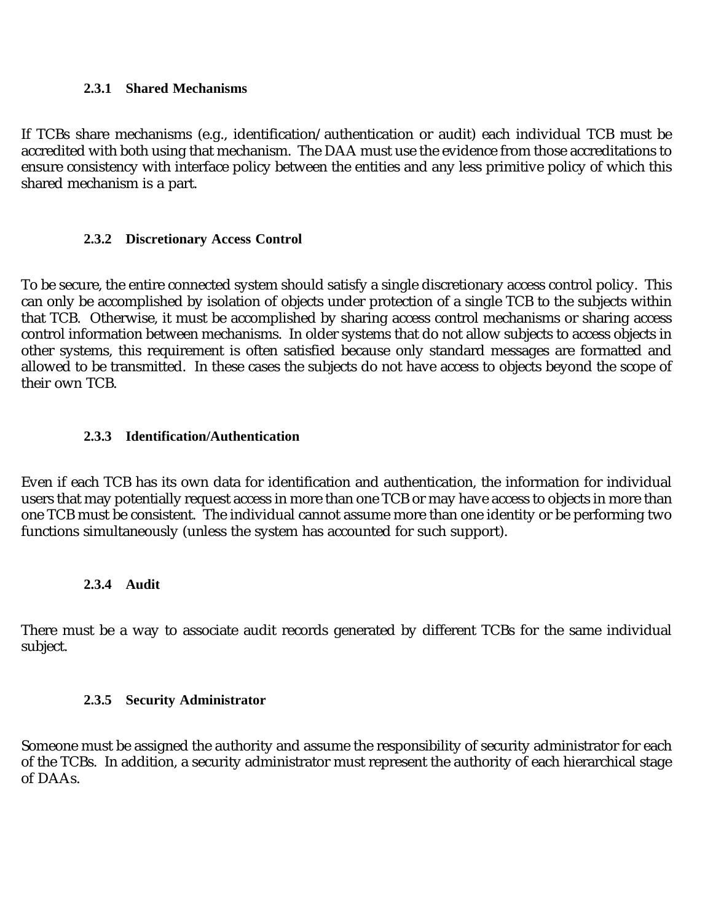### 2.3.1 Shared Mechanisms

If TCBs share mechanisms (e.g., identification/authentication or audit) each individual TCB must be accredited with both using that mechanism. The DAA must use the evidence from those accreditations to ensure consistency with interface policy between the entities and any less primitive policy of which this shared mechanism is a part.

### 2.3.2 Discretionary Access Control

To be secure, the entire connected system should satisfy a single discretionary access control policy. This can only be accomplished by isolation of objects under protection of a single TCB to the subjects within that TCB. Otherwise, it must be accomplished by sharing access control mechanisms or sharing access control information between mechanisms. In older systems that do not allow subjects to access objects in other systems, this requirement is often satisfied because only standard messages are formatted and allowed to be transmitted. In these cases the subjects do not have access to objects beyond the scope of their own TCB.

### 2.3.3 Identification/Authentication

Even if each TCB has its own data for identification and authentication, the information for individual users that may potentially request access in more than one TCB or may have access to objects in more than one TCB must be consistent. The individual cannot assume more than one identity or be performing two functions simultaneously (unless the system has accounted for such support).

### 2.3.4 Audit

There must be a way to associate audit records generated by different TCBs for the same individual subject.

### 2.3.5 Security Administrator

Someone must be assigned the authority and assume the responsibility of security administrator for each of the TCBs. In addition, a security administrator must represent the authority of each hierarchical stage of DAAs.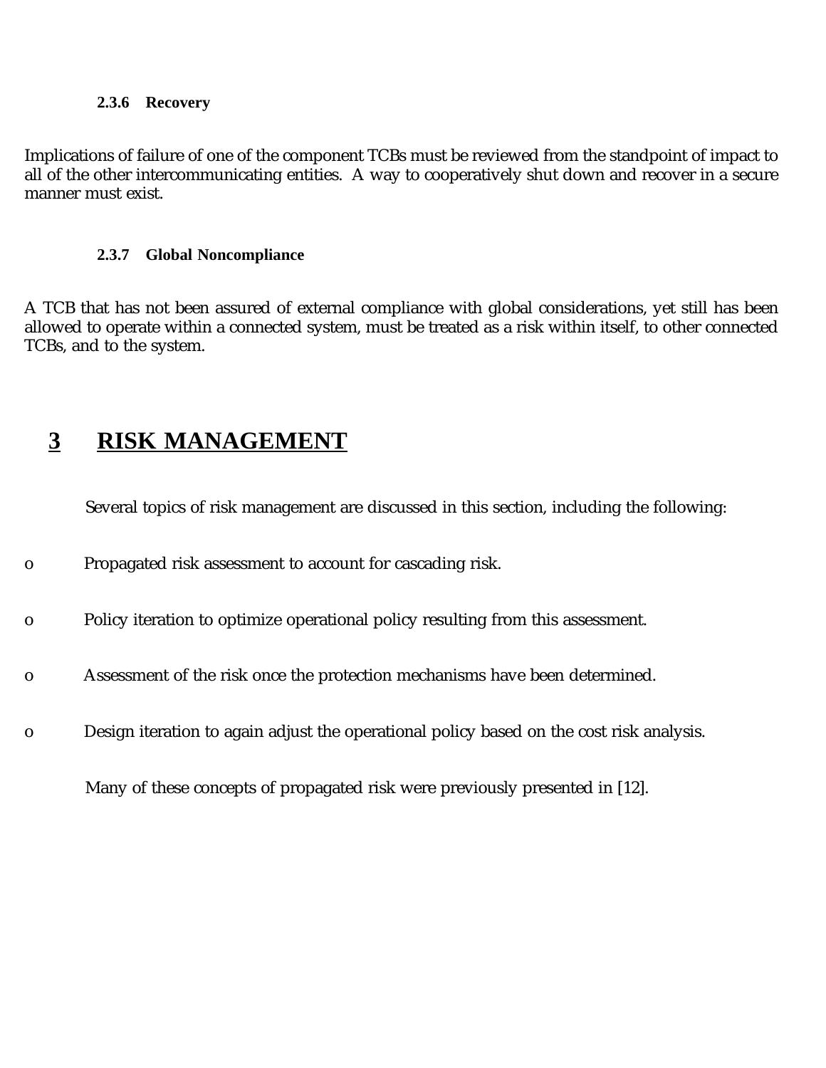### 2.3.6 Recovery

Implications of failure of one of the component TCBs must be reviewed from the standpoint of impact to all of the other intercommunicating entities. A way to cooperatively shut down and recover in a secure manner must exist.

### 2.3.7 Global Noncompliance

A TCB that has not been assured of external compliance with global considerations, yet still has been allowed to operate within a connected system, must be treated as a risk within itself, to other connected TCBs, and to the system.

# 3 RISK MANAGEMENT

Several topics of risk management are discussed in this section, including the following:

- Propagated risk assessment to account for cascading risk.
- Policy iteration to optimize operational policy resulting from this assessment.
- Assessment of the risk once the protection mechanisms have been determined.
- Design iteration to again adjust the operational policy based on the cost risk analysis.

Many of these concepts of propagated risk were previously presented in [12].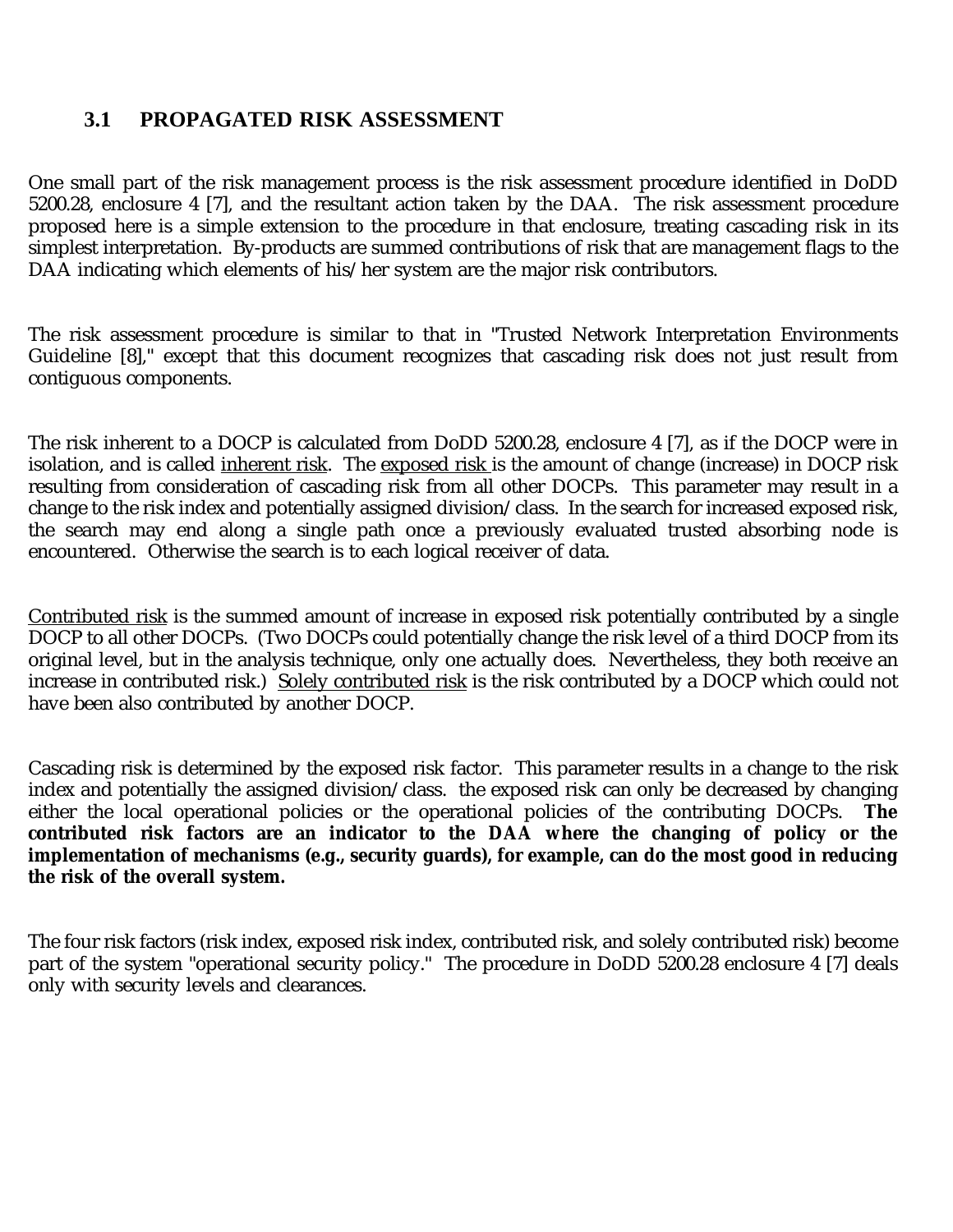### 3.1 PROPAGATED RISK ASSESSMENT

One small part of the risk management process is the risk assessment procedure identified in DoDD 5200.28, enclosure 4 [7], and the resultant action taken by the DAA. The risk assessment procedure proposed here is a simple extension to the procedure in that enclosure, treating cascading risk in its simplest interpretation. By-products are summed contributions of risk that are management flags to the DAA indicating which elements of his/her system are the major risk contributors.

The risk assessment procedure is similar to that in "Trusted Network Interpretation Environments Guideline [8]," except that this document recognizes that cascading risk does not just result from contiguous components.

The risk inherent to a DOCP is calculated from DoDD 5200.28, enclosure 4 [7], as if the DOCP were in isolation, and is called <u>inherent risk</u>. The <u>exposed risk</u> is the amount of change (increase) in DOCP risk resulting from consideration of cascading risk from all other DOCPs. This parameter may result in a change to the risk index and potentially assigned division/class. In the search for increased exposed risk, the search may end along a single path once a previously evaluated trusted absorbing node is encountered. Otherwise the search is to each logical receiver of data.

<u>Contributed risk</u> is the summed amount of increase in exposed risk potentially contributed by a single DOCP to all other DOCPs. (Two DOCPs could potentially change the risk level of a third DOCP from its original level, but in the analysis technique, only one actually does. Nevertheless, they both receive an increase in contributed risk.) <u>Solely contributed risk</u> is the risk contributed by a DOCP which could not have been also contributed by another DOCP.

Cascading risk is determined by the exposed risk factor. This parameter results in a change to the risk index and potentially the assigned division/class. the exposed risk can only be decreased by changing either the local operational policies or the operational policies of the contributing DOCPs. **The contributed risk factors are an indicator to the DAA where the changing of policy or the implementation of mechanisms (e.g., security guards), for example, can do the most good in reducing the risk of the overall system.**

The four risk factors (risk index, exposed risk index, contributed risk, and solely contributed risk) become part of the system "operational security policy." The procedure in DoDD 5200.28 enclosure 4 [7] deals only with security levels and clearances.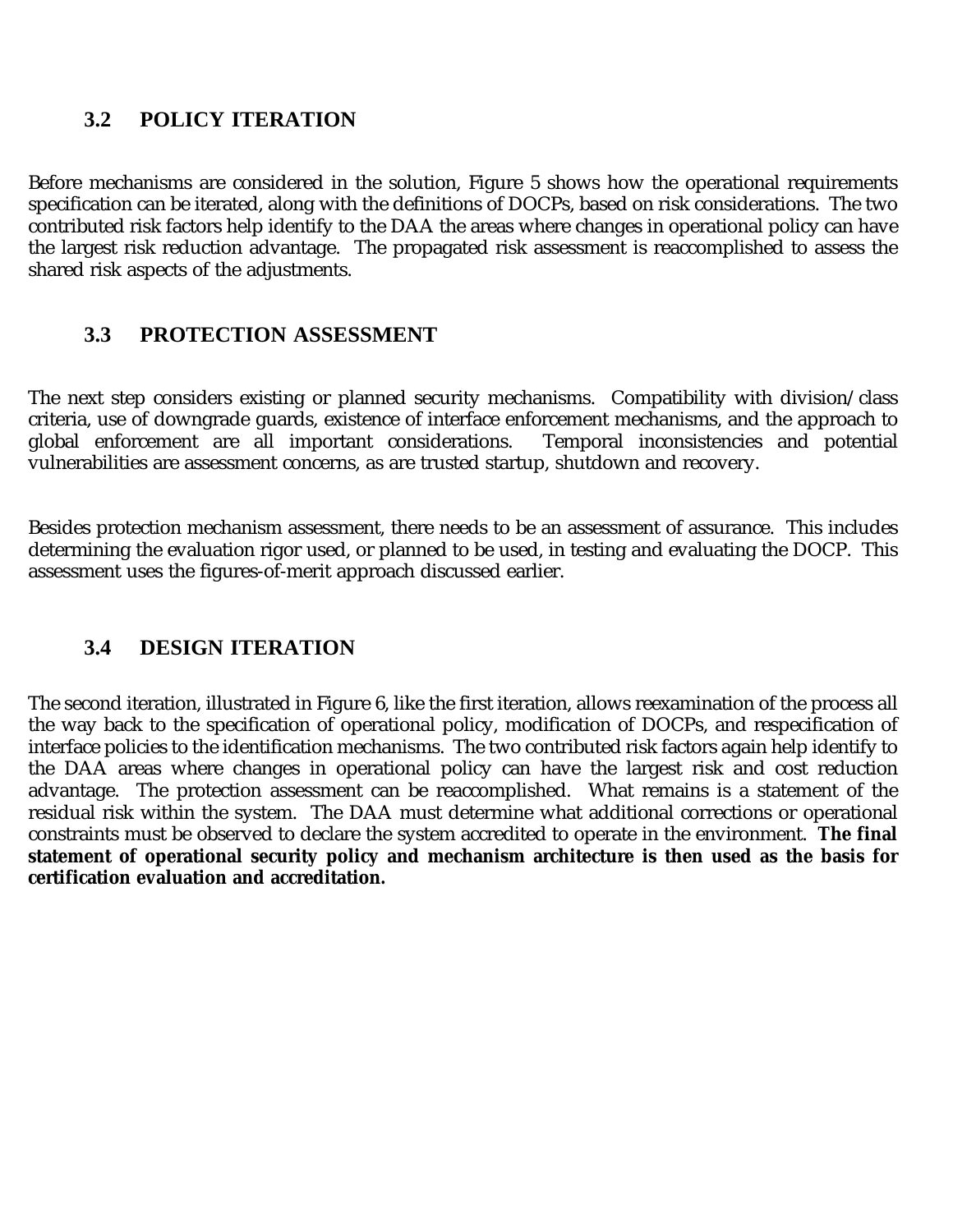## 3.2 POLICY ITERATION

Before mechanisms are considered in the solution, Figure 5 shows how the operational requirements specification can be iterated, along with the definitions of DOCPs, based on risk considerations. The two contributed risk factors help identify to the DAA the areas where changes in operational policy can have the largest risk reduction advantage. The propagated risk assessment is reaccomplished to assess the shared risk aspects of the adjustments.

## 3.3 PROTECTION ASSESSMENT

The next step considers existing or planned security mechanisms. Compatibility with division/class criteria, use of downgrade guards, existence of interface enforcement mechanisms, and the approach to global enforcement are all important considerations. Temporal inconsistencies and potential vulnerabilities are assessment concerns, as are trusted startup, shutdown and recovery.

Besides protection mechanism assessment, there needs to be an assessment of assurance. This includes determining the evaluation rigor used, or planned to be used, in testing and evaluating the DOCP. This assessment uses the figures-of-merit approach discussed earlier.

## 3.4 DESIGN ITERATION

The second iteration, illustrated in Figure 6, like the first iteration, allows reexamination of the process all the way back to the specification of operational policy, modification of DOCPs, and respecification of interface policies to the identification mechanisms. The two contributed risk factors again help identify to the DAA areas where changes in operational policy can have the largest risk and cost reduction advantage. The protection assessment can be reaccomplished. What remains is a statement of the residual risk within the system. The DAA must determine what additional corrections or operational constraints must be observed to declare the system accredited to operate in the environment. **The final statement of operational security policy and mechanism architecture is then used as the basis for certification evaluation and accreditation.**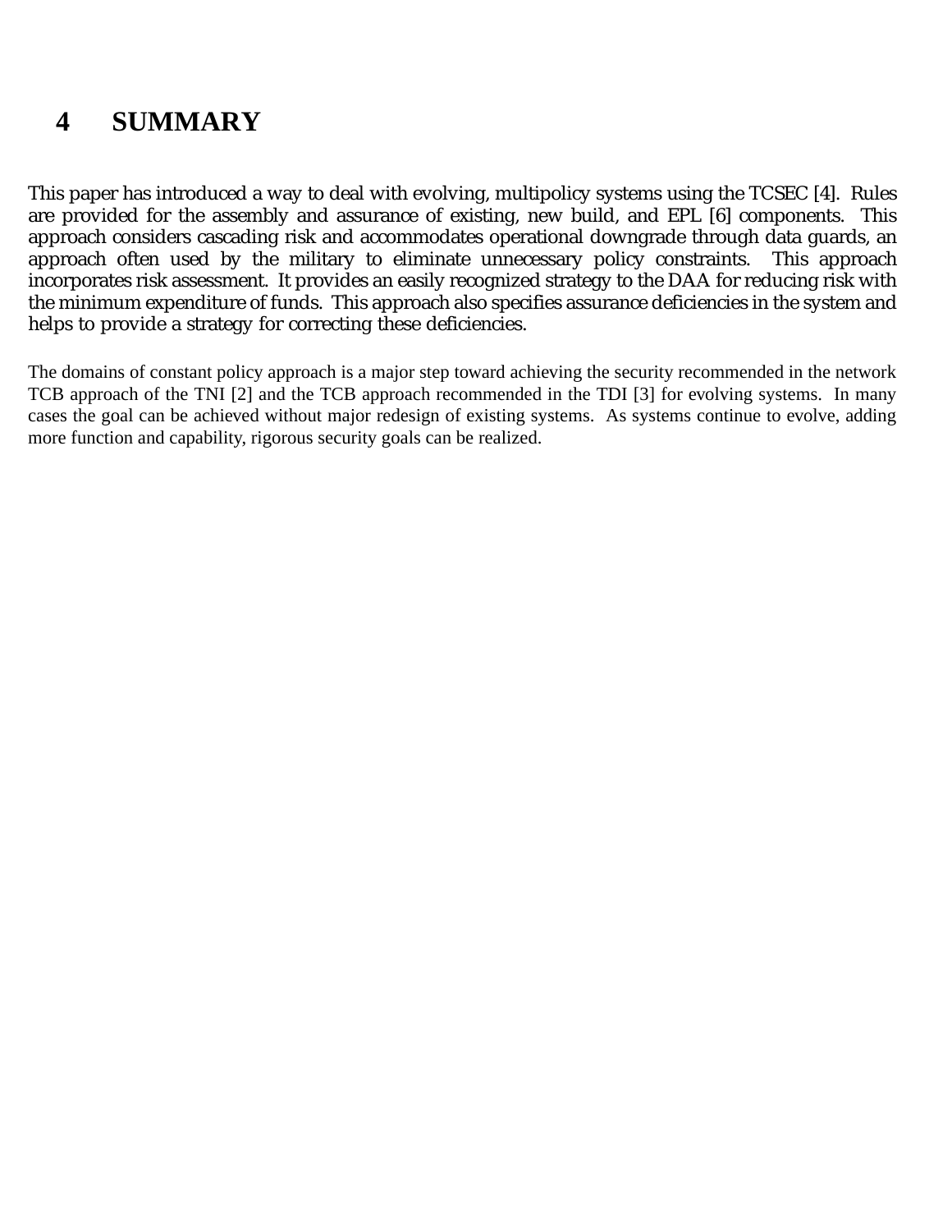# 4 SUMMARY

This paper has introduced a way to deal with evolving, multipolicy systems using the TCSEC [4]. Rules are provided for the assembly and assurance of existing, new build, and EPL [6] components. This approach considers cascading risk and accommodates operational downgrade through data guards, an approach often used by the military to eliminate unnecessary policy constraints. This approach incorporates risk assessment. It provides an easily recognized strategy to the DAA for reducing risk with the minimum expenditure of funds. This approach also specifies assurance deficiencies in the system and helps to provide a strategy for correcting these deficiencies.

The domains of constant policy approach is a major step toward achieving the security recommended in the network TCB approach of the TNI [2] and the TCB approach recommended in the TDI [3] for evolving systems. In many cases the goal can be achieved without major redesign of existing systems. As systems continue to evolve, adding more function and capability, rigorous security goals can be realized.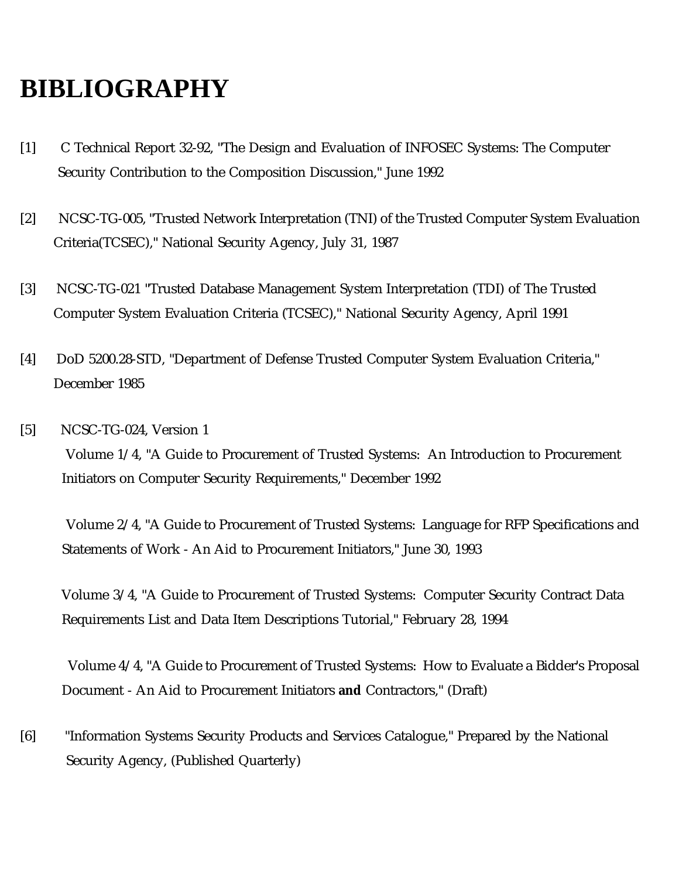# BIBLIOGRAPHY

[1] C Technical Report 32-92, "The Design and Evaluation of INFOSEC Systems: The Computer Security Contribution to the Composition Discussion," June 1992

[2] NCSC-TG-005, "Trusted Network Interpretation (TNI) of the Trusted Computer System Evaluation Criteria(TCSEC)," National Security Agency, July 31, 1987

[3] NCSC-TG-021 "Trusted Database Management System Interpretation (TDI) of The Trusted Computer System Evaluation Criteria (TCSEC)," National Security Agency, April 1991

[4] DoD 5200.28-STD, "Department of Defense Trusted Computer System Evaluation Criteria," December 1985

[5] NCSC-TG-024, Version 1

Volume 1/4, "A Guide to Procurement of Trusted Systems: An Introduction to Procurement Initiators on Computer Security Requirements," December 1992

Volume 2/4, "A Guide to Procurement of Trusted Systems: Language for RFP Specifications and Statements of Work - An Aid to Procurement Initiators," June 30, 1993

Volume 3/4, "A Guide to Procurement of Trusted Systems: Computer Security Contract Data Requirements List and Data Item Descriptions Tutorial," February 28, 1994

Volume 4/4, "A Guide to Procurement of Trusted Systems: How to Evaluate a Bidder's Proposal Document - An Aid to Procurement Initiators **and** Contractors," (Draft)

[6] "Information Systems Security Products and Services Catalogue," Prepared by the National Security Agency, (Published Quarterly)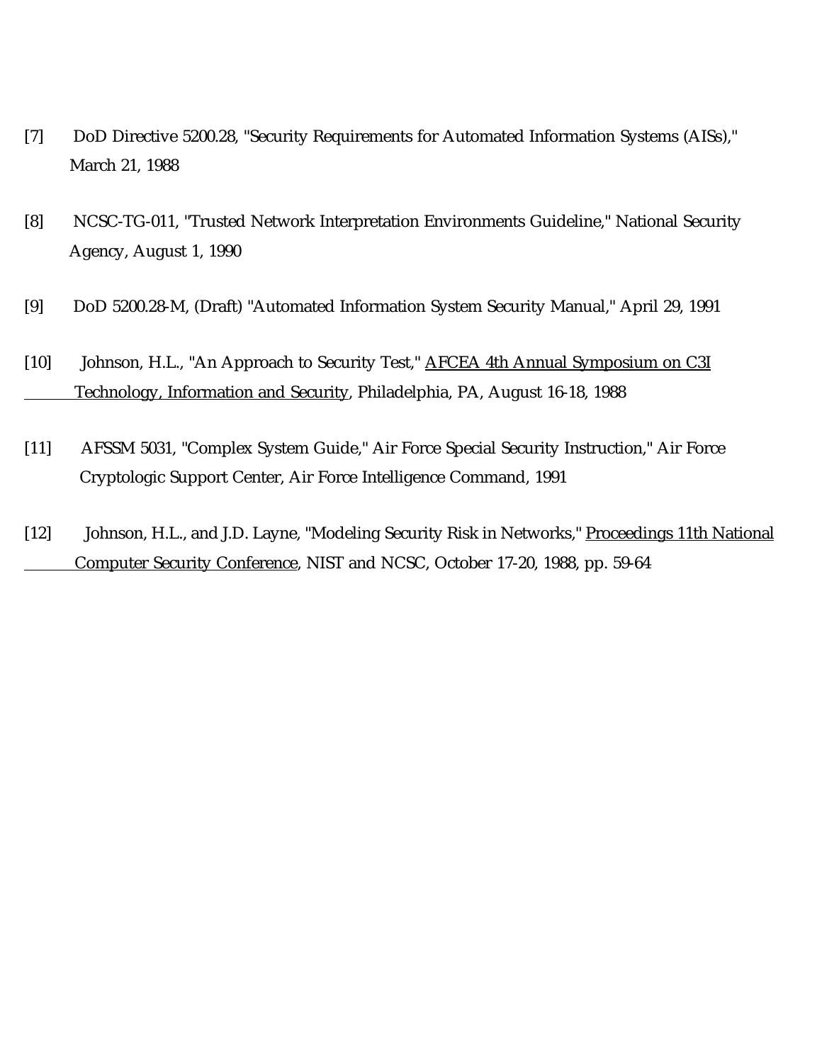[7] DoD Directive 5200.28, "Security Requirements for Automated Information Systems (AISs)," March 21, 1988

[8] NCSC-TG-011, "Trusted Network Interpretation Environments Guideline," National Security Agency, August 1, 1990

[9] DoD 5200.28-M, (Draft) "Automated Information System Security Manual," April 29, 1991

[10] Johnson, H.L., "An Approach to Security Test," <u>AFCEA 4th Annual Symposium on C3I Technology, Information and Security</u>, Philadelphia, PA, August 16-18, 1988

[11] AFSSM 5031, "Complex System Guide," Air Force Special Security Instruction," Air Force Cryptologic Support Center, Air Force Intelligence Command, 1991

[12] Johnson, H.L., and J.D. Layne, "Modeling Security Risk in Networks," <u>Proceedings 11th National Computer Security Conference</u>, NIST and NCSC, October 17-20, 1988, pp. 59-64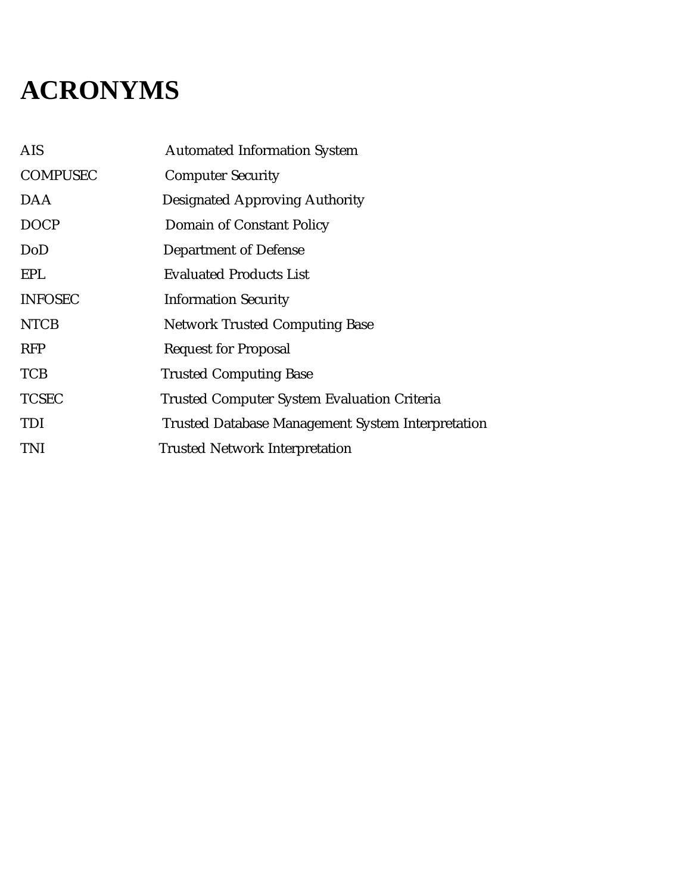# ACRONYMS

| | |
|---|---|
| AIS | Automated Information System |
| COMPUSEC | Computer Security |
| DAA | Designated Approving Authority |
| DOCP | Domain of Constant Policy |
| DoD | Department of Defense |
| EPL | Evaluated Products List |
| INFOSEC | Information Security |
| NTCB | Network Trusted Computing Base |
| RFP | Request for Proposal |
| TCB | Trusted Computing Base |
| TCSEC | Trusted Computer System Evaluation Criteria |
| TDI | Trusted Database Management System Interpretation |
| TNI | Trusted Network Interpretation |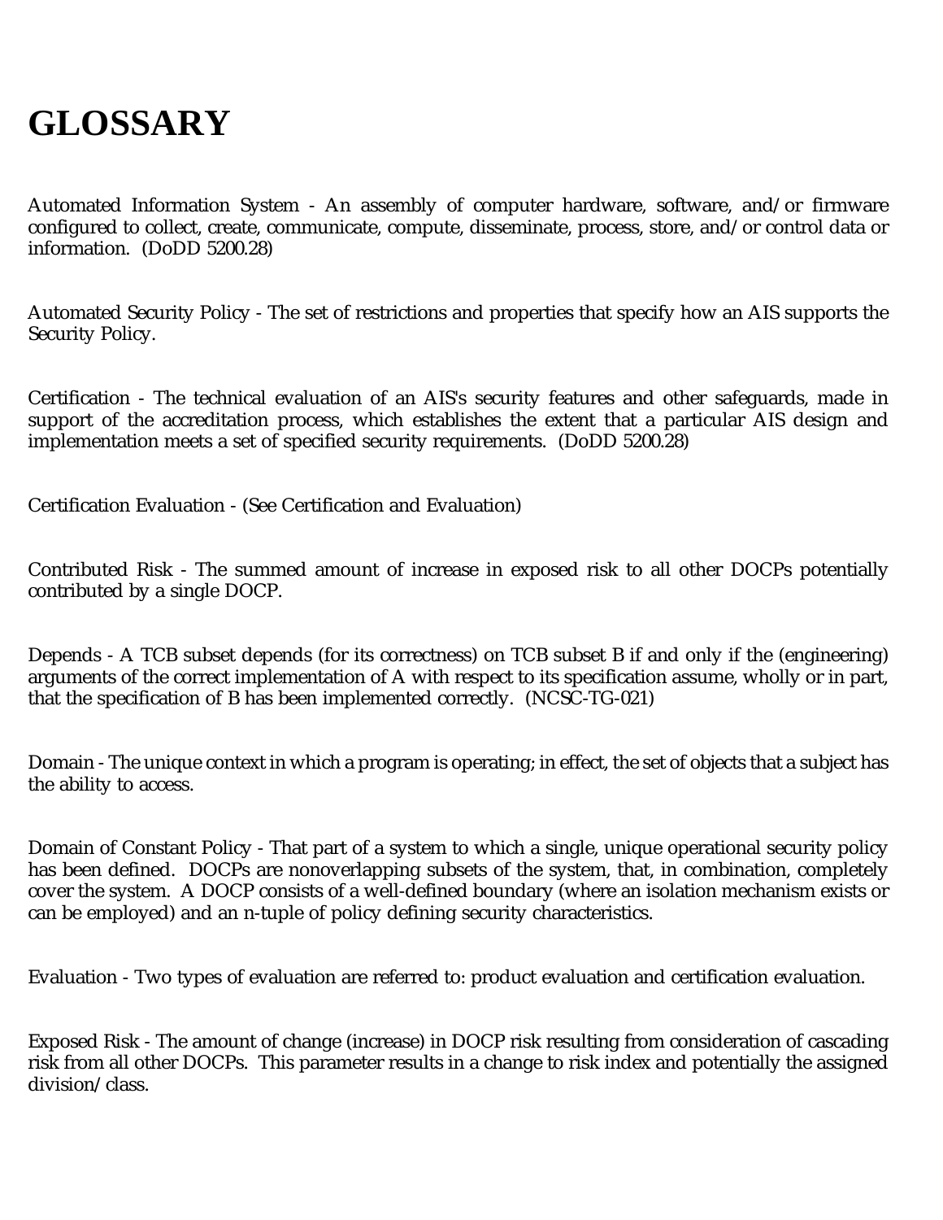# GLOSSARY

Automated Information System - An assembly of computer hardware, software, and/or firmware configured to collect, create, communicate, compute, disseminate, process, store, and/or control data or information. (DoDD 5200.28)

Automated Security Policy - The set of restrictions and properties that specify how an AIS supports the Security Policy.

Certification - The technical evaluation of an AIS's security features and other safeguards, made in support of the accreditation process, which establishes the extent that a particular AIS design and implementation meets a set of specified security requirements. (DoDD 5200.28)

Certification Evaluation - (See Certification and Evaluation)

Contributed Risk - The summed amount of increase in exposed risk to all other DOCPs potentially contributed by a single DOCP.

Depends - A TCB subset depends (for its correctness) on TCB subset B if and only if the (engineering) arguments of the correct implementation of A with respect to its specification assume, wholly or in part, that the specification of B has been implemented correctly. (NCSC-TG-021)

Domain - The unique context in which a program is operating; in effect, the set of objects that a subject has the ability to access.

Domain of Constant Policy - That part of a system to which a single, unique operational security policy has been defined. DOCPs are nonoverlapping subsets of the system, that, in combination, completely cover the system. A DOCP consists of a well-defined boundary (where an isolation mechanism exists or can be employed) and an n-tuple of policy defining security characteristics.

Evaluation - Two types of evaluation are referred to: product evaluation and certification evaluation.

Exposed Risk - The amount of change (increase) in DOCP risk resulting from consideration of cascading risk from all other DOCPs. This parameter results in a change to risk index and potentially the assigned division/class.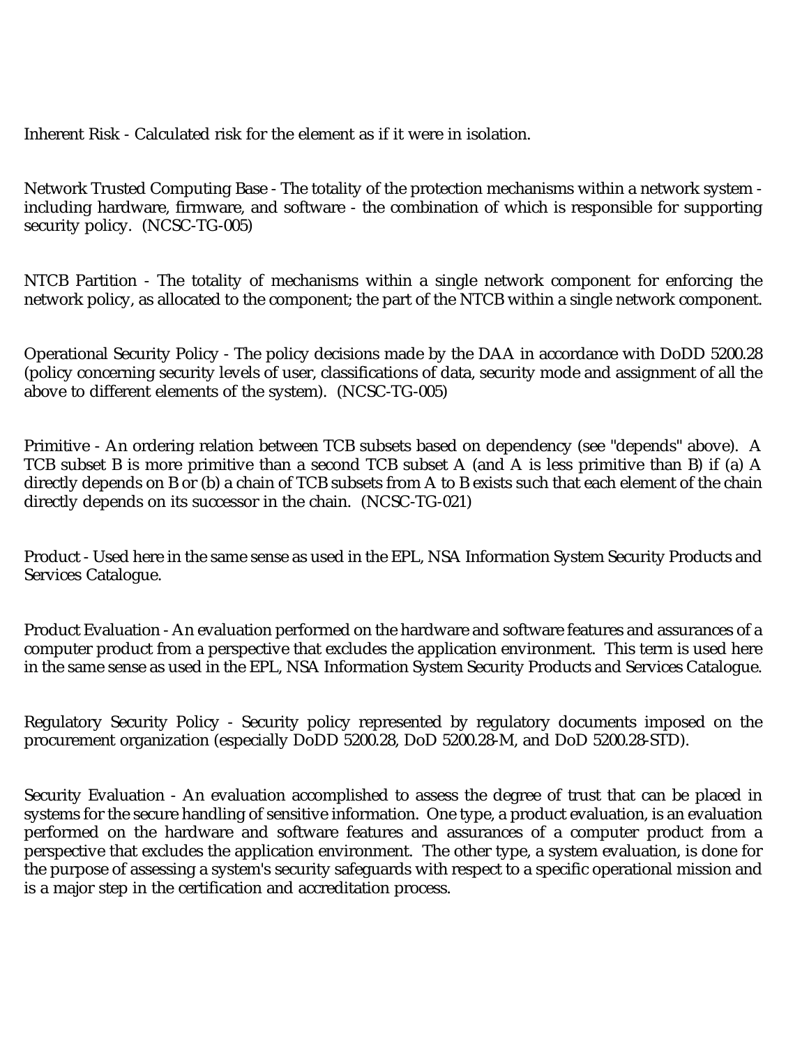Inherent Risk - Calculated risk for the element as if it were in isolation.

Network Trusted Computing Base - The totality of the protection mechanisms within a network system - including hardware, firmware, and software - the combination of which is responsible for supporting security policy. (NCSC-TG-005)

NTCB Partition - The totality of mechanisms within a single network component for enforcing the network policy, as allocated to the component; the part of the NTCB within a single network component.

Operational Security Policy - The policy decisions made by the DAA in accordance with DoDD 5200.28 (policy concerning security levels of user, classifications of data, security mode and assignment of all the above to different elements of the system). (NCSC-TG-005)

Primitive - An ordering relation between TCB subsets based on dependency (see "depends" above). A TCB subset B is more primitive than a second TCB subset A (and A is less primitive than B) if (a) A directly depends on B or (b) a chain of TCB subsets from A to B exists such that each element of the chain directly depends on its successor in the chain. (NCSC-TG-021)

Product - Used here in the same sense as used in the EPL, NSA Information System Security Products and Services Catalogue.

Product Evaluation - An evaluation performed on the hardware and software features and assurances of a computer product from a perspective that excludes the application environment. This term is used here in the same sense as used in the EPL, NSA Information System Security Products and Services Catalogue.

Regulatory Security Policy - Security policy represented by regulatory documents imposed on the procurement organization (especially DoDD 5200.28, DoD 5200.28-M, and DoD 5200.28-STD).

Security Evaluation - An evaluation accomplished to assess the degree of trust that can be placed in systems for the secure handling of sensitive information. One type, a product evaluation, is an evaluation performed on the hardware and software features and assurances of a computer product from a perspective that excludes the application environment. The other type, a system evaluation, is done for the purpose of assessing a system's security safeguards with respect to a specific operational mission and is a major step in the certification and accreditation process.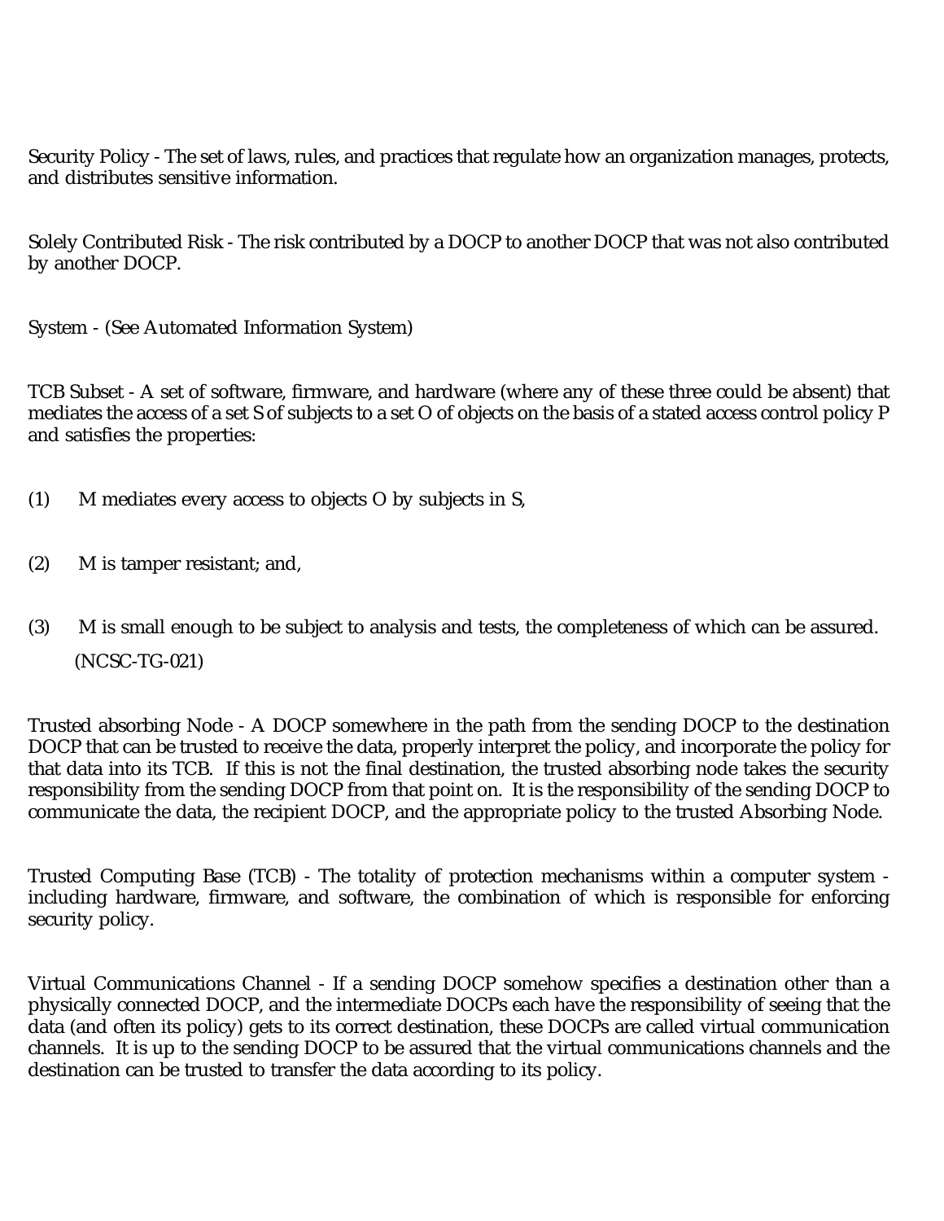Security Policy - The set of laws, rules, and practices that regulate how an organization manages, protects, and distributes sensitive information.

Solely Contributed Risk - The risk contributed by a DOCP to another DOCP that was not also contributed by another DOCP.

System - (See Automated Information System)

TCB Subset - A set of software, firmware, and hardware (where any of these three could be absent) that mediates the access of a set S of subjects to a set O of objects on the basis of a stated access control policy P and satisfies the properties:

(1) M mediates every access to objects O by subjects in S,

(2) M is tamper resistant; and,

(3) M is small enough to be subject to analysis and tests, the completeness of which can be assured. (NCSC-TG-021)

Trusted absorbing Node - A DOCP somewhere in the path from the sending DOCP to the destination DOCP that can be trusted to receive the data, properly interpret the policy, and incorporate the policy for that data into its TCB. If this is not the final destination, the trusted absorbing node takes the security responsibility from the sending DOCP from that point on. It is the responsibility of the sending DOCP to communicate the data, the recipient DOCP, and the appropriate policy to the trusted Absorbing Node.

Trusted Computing Base (TCB) - The totality of protection mechanisms within a computer system - including hardware, firmware, and software, the combination of which is responsible for enforcing security policy.

Virtual Communications Channel - If a sending DOCP somehow specifies a destination other than a physically connected DOCP, and the intermediate DOCPs each have the responsibility of seeing that the data (and often its policy) gets to its correct destination, these DOCPs are called virtual communication channels. It is up to the sending DOCP to be assured that the virtual communications channels and the destination can be trusted to transfer the data according to its policy.